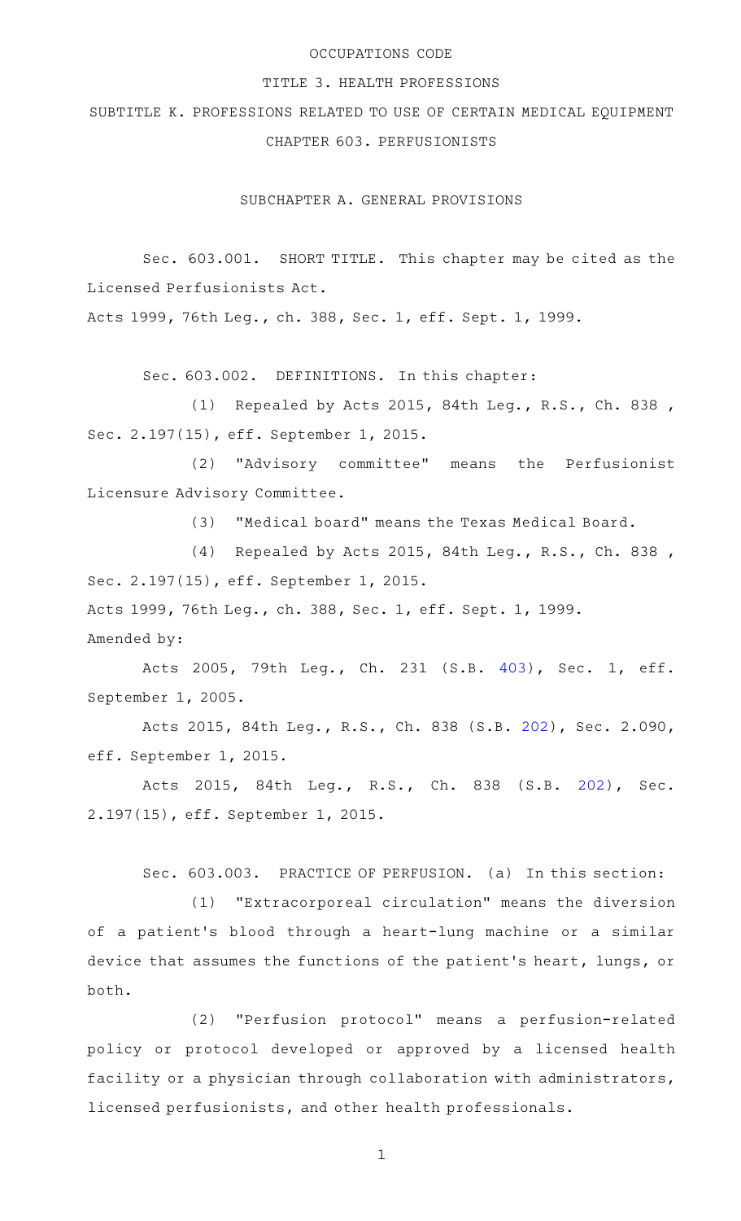# OCCUPATIONS CODE

## TITLE 3. HEALTH PROFESSIONS

## SUBTITLE K. PROFESSIONS RELATED TO USE OF CERTAIN MEDICAL EQUIPMENT

## CHAPTER 603. PERFUSIONISTS

### SUBCHAPTER A. GENERAL PROVISIONS

Sec. 603.001. SHORT TITLE. This chapter may be cited as the Licensed Perfusionists Act.

Acts 1999, 76th Leg., ch. 388, Sec. 1, eff. Sept. 1, 1999.

Sec. 603.002. DEFINITIONS. In this chapter:

(1) Repealed by Acts 2015, 84th Leg., R.S., Ch. 838 , Sec. 2.197(15), eff. September 1, 2015.

(2) "Advisory committee" means the Perfusionist Licensure Advisory Committee.

(3) "Medical board" means the Texas Medical Board.

(4) Repealed by Acts 2015, 84th Leg., R.S., Ch. 838 , Sec. 2.197(15), eff. September 1, 2015.

Acts 1999, 76th Leg., ch. 388, Sec. 1, eff. Sept. 1, 1999.

Amended by:

Acts 2005, 79th Leg., Ch. 231 (S.B. 403), Sec. 1, eff. September 1, 2005.

Acts 2015, 84th Leg., R.S., Ch. 838 (S.B. 202), Sec. 2.090, eff. September 1, 2015.

Acts 2015, 84th Leg., R.S., Ch. 838 (S.B. 202), Sec. 2.197(15), eff. September 1, 2015.

Sec. 603.003. PRACTICE OF PERFUSION. (a) In this section:

(1) "Extracorporeal circulation" means the diversion of a patient's blood through a heart-lung machine or a similar device that assumes the functions of the patient's heart, lungs, or both.

(2) "Perfusion protocol" means a perfusion-related policy or protocol developed or approved by a licensed health facility or a physician through collaboration with administrators, licensed perfusionists, and other health professionals.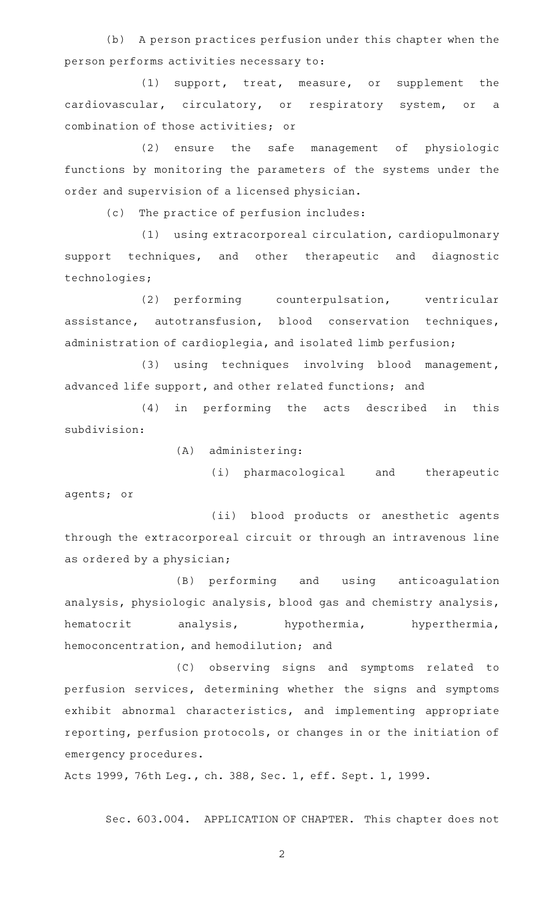(b) A person practices perfusion under this chapter when the person performs activities necessary to:

(1) support, treat, measure, or supplement the cardiovascular, circulatory, or respiratory system, or a combination of those activities; or

(2) ensure the safe management of physiologic functions by monitoring the parameters of the systems under the order and supervision of a licensed physician.

(c) The practice of perfusion includes:

(1) using extracorporeal circulation, cardiopulmonary support techniques, and other therapeutic and diagnostic technologies;

(2) performing counterpulsation, ventricular assistance, autotransfusion, blood conservation techniques, administration of cardioplegia, and isolated limb perfusion;

(3) using techniques involving blood management, advanced life support, and other related functions; and

(4) in performing the acts described in this subdivision:

(A) administering:

(i) pharmacological and therapeutic agents; or

(ii) blood products or anesthetic agents through the extracorporeal circuit or through an intravenous line as ordered by a physician;

(B) performing and using anticoagulation analysis, physiologic analysis, blood gas and chemistry analysis, hematocrit analysis, hypothermia, hyperthermia, hemoconcentration, and hemodilution; and

(C) observing signs and symptoms related to perfusion services, determining whether the signs and symptoms exhibit abnormal characteristics, and implementing appropriate reporting, perfusion protocols, or changes in or the initiation of emergency procedures.

Acts 1999, 76th Leg., ch. 388, Sec. 1, eff. Sept. 1, 1999.

Sec. 603.004. APPLICATION OF CHAPTER. This chapter does not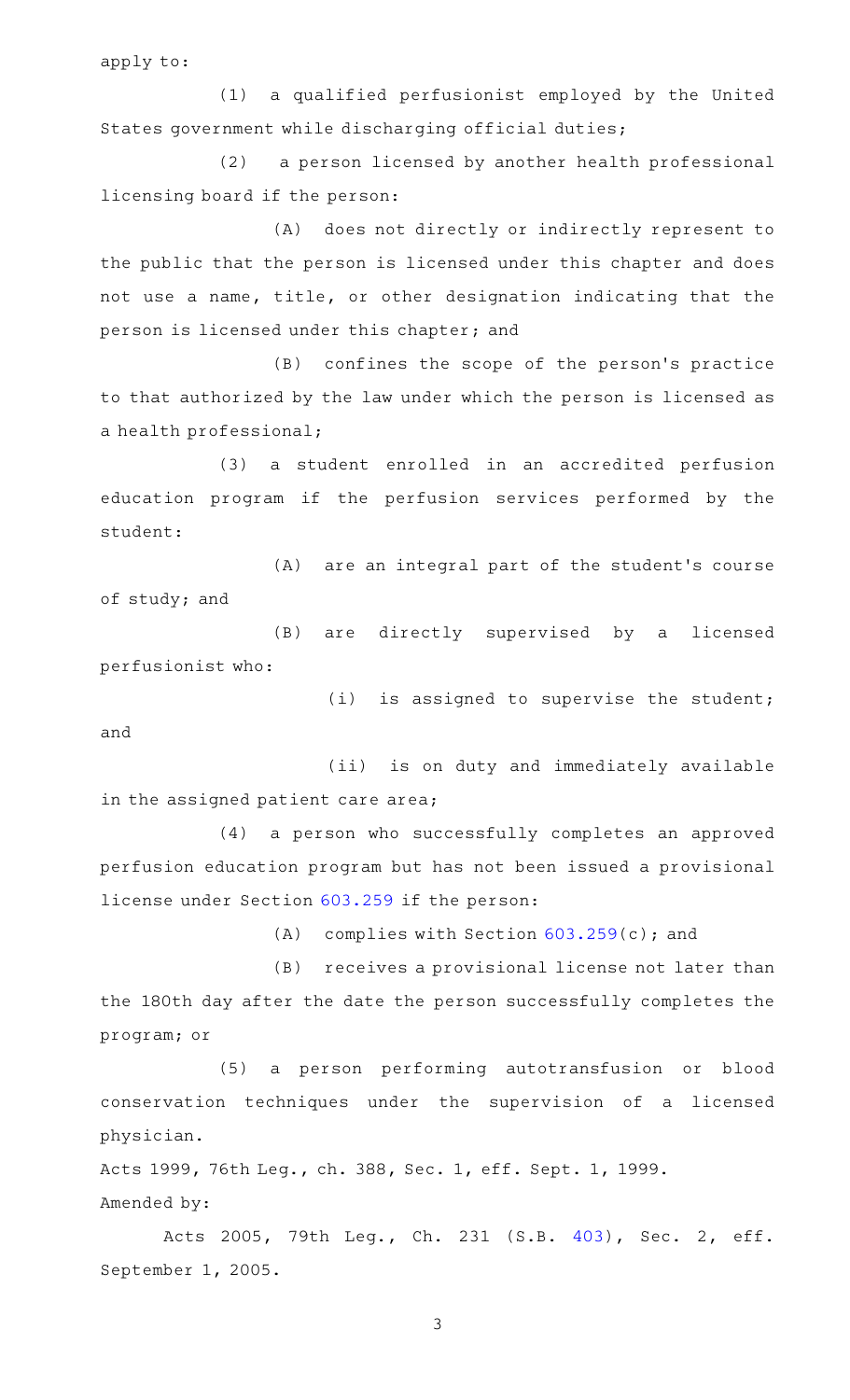apply to:

(1) a qualified perfusionist employed by the United States government while discharging official duties;

(2) a person licensed by another health professional licensing board if the person:

(A) does not directly or indirectly represent to the public that the person is licensed under this chapter and does not use a name, title, or other designation indicating that the person is licensed under this chapter; and

(B) confines the scope of the person's practice to that authorized by the law under which the person is licensed as a health professional;

(3) a student enrolled in an accredited perfusion education program if the perfusion services performed by the student:

(A) are an integral part of the student's course of study; and

(B) are directly supervised by a licensed perfusionist who:

(i) is assigned to supervise the student; and

(ii) is on duty and immediately available in the assigned patient care area;

(4) a person who successfully completes an approved perfusion education program but has not been issued a provisional license under Section 603.259 if the person:

(A) complies with Section 603.259(c); and

(B) receives a provisional license not later than the 180th day after the date the person successfully completes the program; or

(5) a person performing autotransfusion or blood conservation techniques under the supervision of a licensed physician.

Acts 1999, 76th Leg., ch. 388, Sec. 1, eff. Sept. 1, 1999.

Amended by:

Acts 2005, 79th Leg., Ch. 231 (S.B. 403), Sec. 2, eff. September 1, 2005.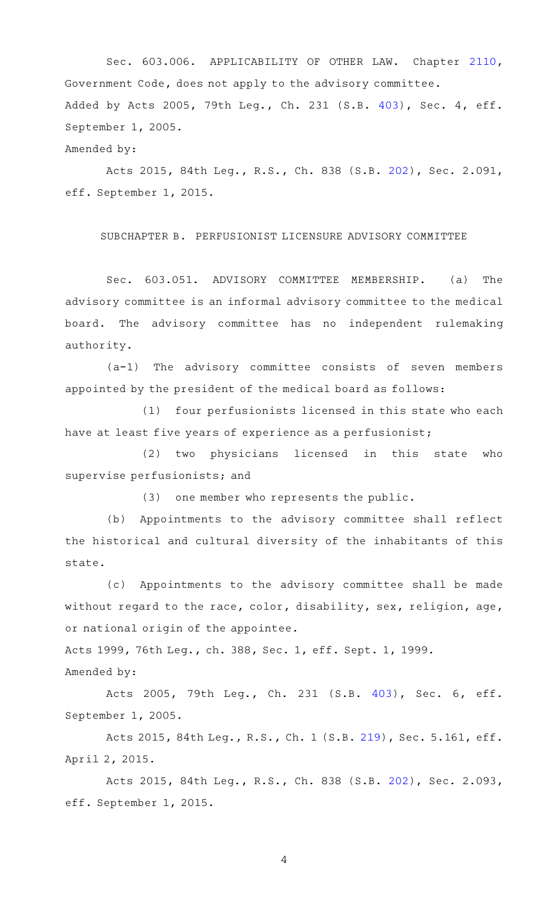Sec. 603.006. APPLICABILITY OF OTHER LAW. Chapter 2110, Government Code, does not apply to the advisory committee.

Added by Acts 2005, 79th Leg., Ch. 231 (S.B. 403), Sec. 4, eff. September 1, 2005.

Amended by:

Acts 2015, 84th Leg., R.S., Ch. 838 (S.B. 202), Sec. 2.091, eff. September 1, 2015.

## SUBCHAPTER B. PERFUSIONIST LICENSURE ADVISORY COMMITTEE

Sec. 603.051. ADVISORY COMMITTEE MEMBERSHIP. (a) The advisory committee is an informal advisory committee to the medical board. The advisory committee has no independent rulemaking authority.

(a-1) The advisory committee consists of seven members appointed by the president of the medical board as follows:

(1) four perfusionists licensed in this state who each have at least five years of experience as a perfusionist;

(2) two physicians licensed in this state who supervise perfusionists; and

(3) one member who represents the public.

(b) Appointments to the advisory committee shall reflect the historical and cultural diversity of the inhabitants of this state.

(c) Appointments to the advisory committee shall be made without regard to the race, color, disability, sex, religion, age, or national origin of the appointee.

Acts 1999, 76th Leg., ch. 388, Sec. 1, eff. Sept. 1, 1999.

Amended by:

Acts 2005, 79th Leg., Ch. 231 (S.B. 403), Sec. 6, eff. September 1, 2005.

Acts 2015, 84th Leg., R.S., Ch. 1 (S.B. 219), Sec. 5.161, eff. April 2, 2015.

Acts 2015, 84th Leg., R.S., Ch. 838 (S.B. 202), Sec. 2.093, eff. September 1, 2015.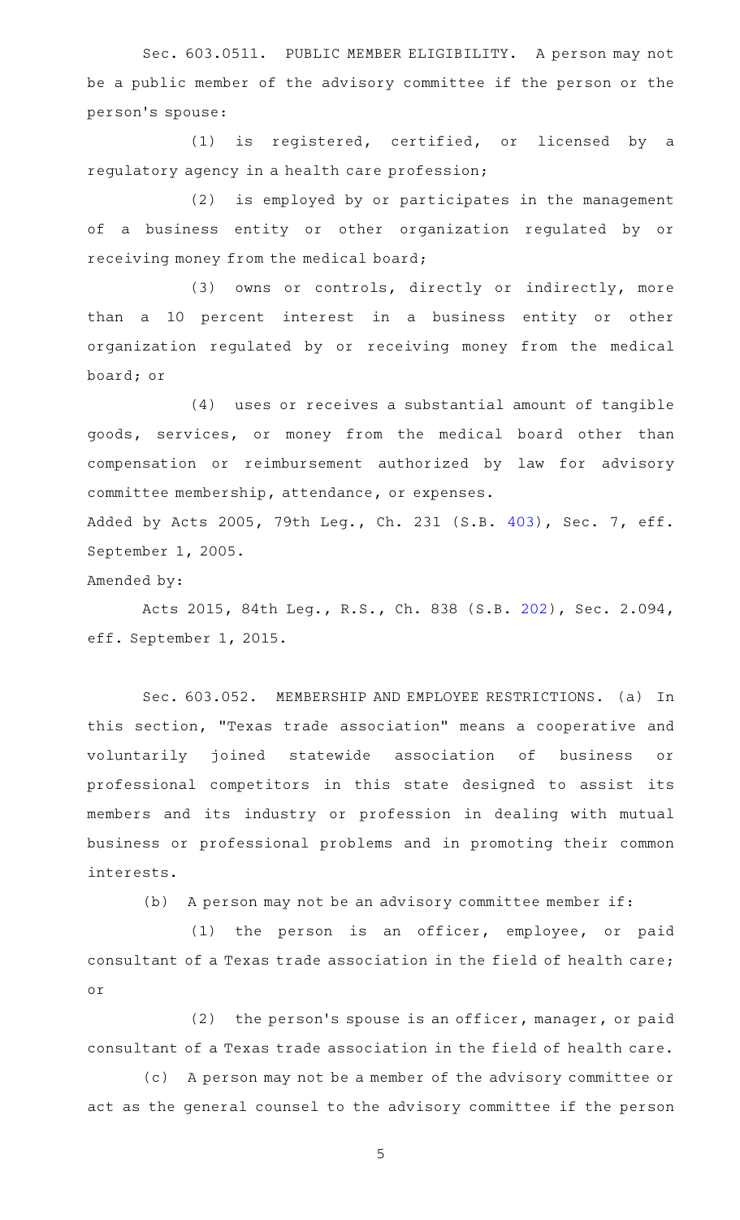Sec. 603.0511. PUBLIC MEMBER ELIGIBILITY. A person may not be a public member of the advisory committee if the person or the person's spouse:

(1) is registered, certified, or licensed by a regulatory agency in a health care profession;

(2) is employed by or participates in the management of a business entity or other organization regulated by or receiving money from the medical board;

(3) owns or controls, directly or indirectly, more than a 10 percent interest in a business entity or other organization regulated by or receiving money from the medical board; or

(4) uses or receives a substantial amount of tangible goods, services, or money from the medical board other than compensation or reimbursement authorized by law for advisory committee membership, attendance, or expenses.

Added by Acts 2005, 79th Leg., Ch. 231 (S.B. 403), Sec. 7, eff. September 1, 2005.

Amended by:

Acts 2015, 84th Leg., R.S., Ch. 838 (S.B. 202), Sec. 2.094, eff. September 1, 2015.

Sec. 603.052. MEMBERSHIP AND EMPLOYEE RESTRICTIONS. (a) In this section, "Texas trade association" means a cooperative and voluntarily joined statewide association of business or professional competitors in this state designed to assist its members and its industry or profession in dealing with mutual business or professional problems and in promoting their common interests.

(b) A person may not be an advisory committee member if:

(1) the person is an officer, employee, or paid consultant of a Texas trade association in the field of health care; or

(2) the person's spouse is an officer, manager, or paid consultant of a Texas trade association in the field of health care.

(c) A person may not be a member of the advisory committee or act as the general counsel to the advisory committee if the person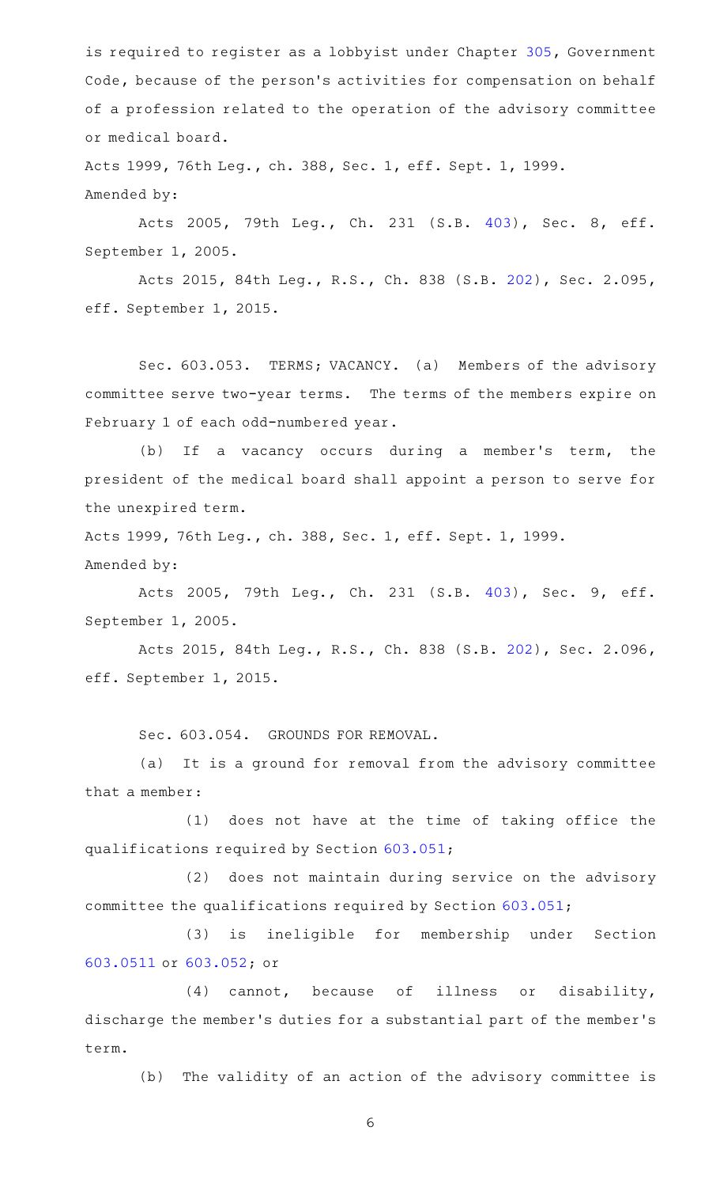is required to register as a lobbyist under Chapter 305, Government Code, because of the person's activities for compensation on behalf of a profession related to the operation of the advisory committee or medical board.

Acts 1999, 76th Leg., ch. 388, Sec. 1, eff. Sept. 1, 1999.
Amended by:

Acts 2005, 79th Leg., Ch. 231 (S.B. 403), Sec. 8, eff. September 1, 2005.

Acts 2015, 84th Leg., R.S., Ch. 838 (S.B. 202), Sec. 2.095, eff. September 1, 2015.

Sec. 603.053. TERMS; VACANCY. (a) Members of the advisory committee serve two-year terms. The terms of the members expire on February 1 of each odd-numbered year.

(b) If a vacancy occurs during a member's term, the president of the medical board shall appoint a person to serve for the unexpired term.

Acts 1999, 76th Leg., ch. 388, Sec. 1, eff. Sept. 1, 1999.
Amended by:

Acts 2005, 79th Leg., Ch. 231 (S.B. 403), Sec. 9, eff. September 1, 2005.

Acts 2015, 84th Leg., R.S., Ch. 838 (S.B. 202), Sec. 2.096, eff. September 1, 2015.

Sec. 603.054. GROUNDS FOR REMOVAL.

(a) It is a ground for removal from the advisory committee that a member:

(1) does not have at the time of taking office the qualifications required by Section 603.051;

(2) does not maintain during service on the advisory committee the qualifications required by Section 603.051;

(3) is ineligible for membership under Section 603.0511 or 603.052; or

(4) cannot, because of illness or disability, discharge the member's duties for a substantial part of the member's term.

(b) The validity of an action of the advisory committee is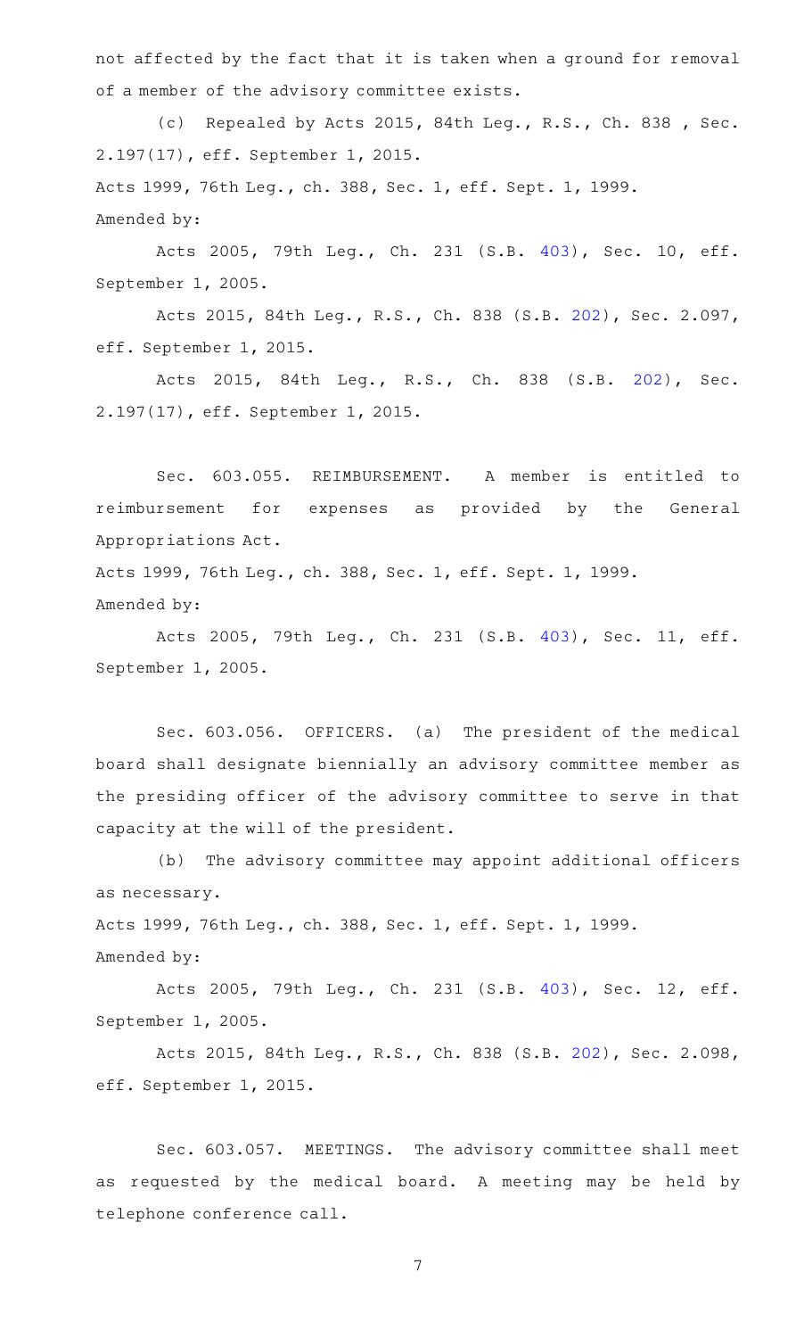not affected by the fact that it is taken when a ground for removal of a member of the advisory committee exists.

(c) Repealed by Acts 2015, 84th Leg., R.S., Ch. 838 , Sec. 2.197(17), eff. September 1, 2015.

Acts 1999, 76th Leg., ch. 388, Sec. 1, eff. Sept. 1, 1999.

Amended by:

Acts 2005, 79th Leg., Ch. 231 (S.B. 403), Sec. 10, eff. September 1, 2005.

Acts 2015, 84th Leg., R.S., Ch. 838 (S.B. 202), Sec. 2.097, eff. September 1, 2015.

Acts 2015, 84th Leg., R.S., Ch. 838 (S.B. 202), Sec. 2.197(17), eff. September 1, 2015.

Sec. 603.055. REIMBURSEMENT. A member is entitled to reimbursement for expenses as provided by the General Appropriations Act.

Acts 1999, 76th Leg., ch. 388, Sec. 1, eff. Sept. 1, 1999.

Amended by:

Acts 2005, 79th Leg., Ch. 231 (S.B. 403), Sec. 11, eff. September 1, 2005.

Sec. 603.056. OFFICERS. (a) The president of the medical board shall designate biennially an advisory committee member as the presiding officer of the advisory committee to serve in that capacity at the will of the president.

(b) The advisory committee may appoint additional officers as necessary.

Acts 1999, 76th Leg., ch. 388, Sec. 1, eff. Sept. 1, 1999.

Amended by:

Acts 2005, 79th Leg., Ch. 231 (S.B. 403), Sec. 12, eff. September 1, 2005.

Acts 2015, 84th Leg., R.S., Ch. 838 (S.B. 202), Sec. 2.098, eff. September 1, 2015.

Sec. 603.057. MEETINGS. The advisory committee shall meet as requested by the medical board. A meeting may be held by telephone conference call.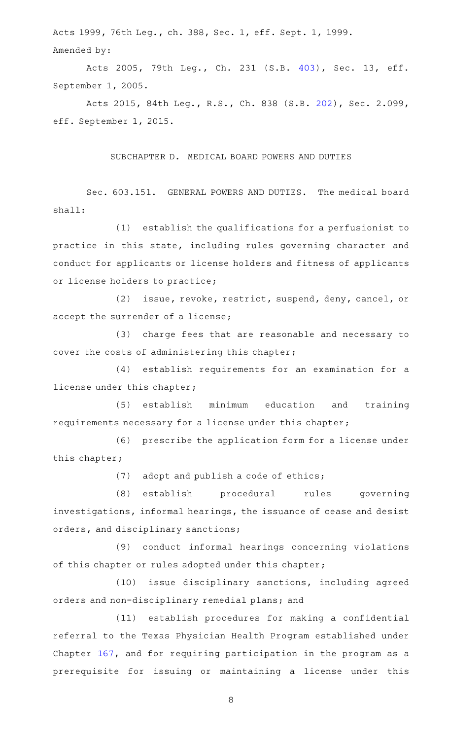Acts 1999, 76th Leg., ch. 388, Sec. 1, eff. Sept. 1, 1999.

Amended by:

Acts 2005, 79th Leg., Ch. 231 (S.B. 403), Sec. 13, eff. September 1, 2005.

Acts 2015, 84th Leg., R.S., Ch. 838 (S.B. 202), Sec. 2.099, eff. September 1, 2015.

## SUBCHAPTER D. MEDICAL BOARD POWERS AND DUTIES

Sec. 603.151. GENERAL POWERS AND DUTIES. The medical board shall:

(1) establish the qualifications for a perfusionist to practice in this state, including rules governing character and conduct for applicants or license holders and fitness of applicants or license holders to practice;

(2) issue, revoke, restrict, suspend, deny, cancel, or accept the surrender of a license;

(3) charge fees that are reasonable and necessary to cover the costs of administering this chapter;

(4) establish requirements for an examination for a license under this chapter;

(5) establish minimum education and training requirements necessary for a license under this chapter;

(6) prescribe the application form for a license under this chapter;

(7) adopt and publish a code of ethics;

(8) establish procedural rules governing investigations, informal hearings, the issuance of cease and desist orders, and disciplinary sanctions;

(9) conduct informal hearings concerning violations of this chapter or rules adopted under this chapter;

(10) issue disciplinary sanctions, including agreed orders and non-disciplinary remedial plans; and

(11) establish procedures for making a confidential referral to the Texas Physician Health Program established under Chapter 167, and for requiring participation in the program as a prerequisite for issuing or maintaining a license under this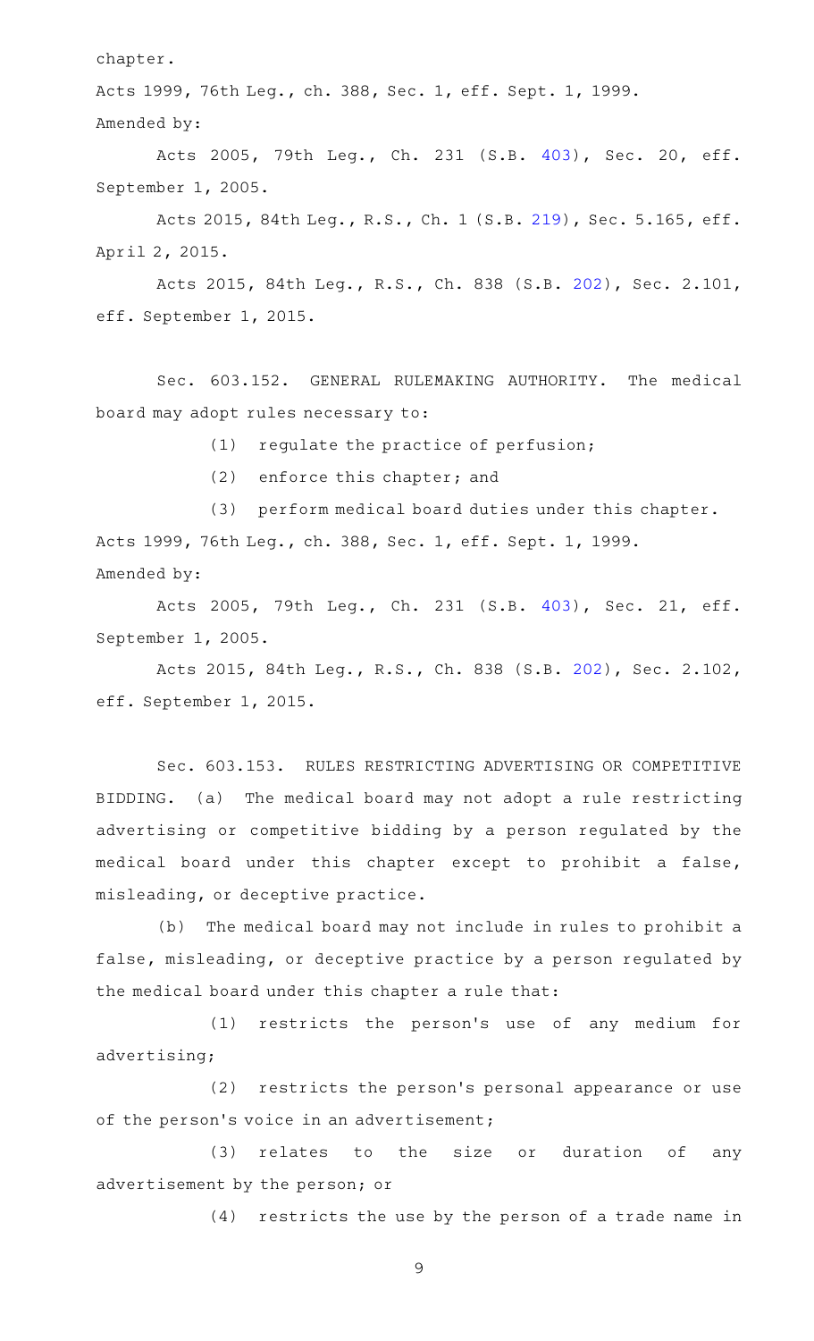chapter.

Acts 1999, 76th Leg., ch. 388, Sec. 1, eff. Sept. 1, 1999.

Amended by:

Acts 2005, 79th Leg., Ch. 231 (S.B. 403), Sec. 20, eff. September 1, 2005.

Acts 2015, 84th Leg., R.S., Ch. 1 (S.B. 219), Sec. 5.165, eff. April 2, 2015.

Acts 2015, 84th Leg., R.S., Ch. 838 (S.B. 202), Sec. 2.101, eff. September 1, 2015.

Sec. 603.152. GENERAL RULEMAKING AUTHORITY. The medical board may adopt rules necessary to:

(1) regulate the practice of perfusion;

(2) enforce this chapter; and

(3) perform medical board duties under this chapter.

Acts 1999, 76th Leg., ch. 388, Sec. 1, eff. Sept. 1, 1999.

Amended by:

Acts 2005, 79th Leg., Ch. 231 (S.B. 403), Sec. 21, eff. September 1, 2005.

Acts 2015, 84th Leg., R.S., Ch. 838 (S.B. 202), Sec. 2.102, eff. September 1, 2015.

Sec. 603.153. RULES RESTRICTING ADVERTISING OR COMPETITIVE BIDDING. (a) The medical board may not adopt a rule restricting advertising or competitive bidding by a person regulated by the medical board under this chapter except to prohibit a false, misleading, or deceptive practice.

(b) The medical board may not include in rules to prohibit a false, misleading, or deceptive practice by a person regulated by the medical board under this chapter a rule that:

(1) restricts the person's use of any medium for advertising;

(2) restricts the person's personal appearance or use of the person's voice in an advertisement;

(3) relates to the size or duration of any advertisement by the person; or

(4) restricts the use by the person of a trade name in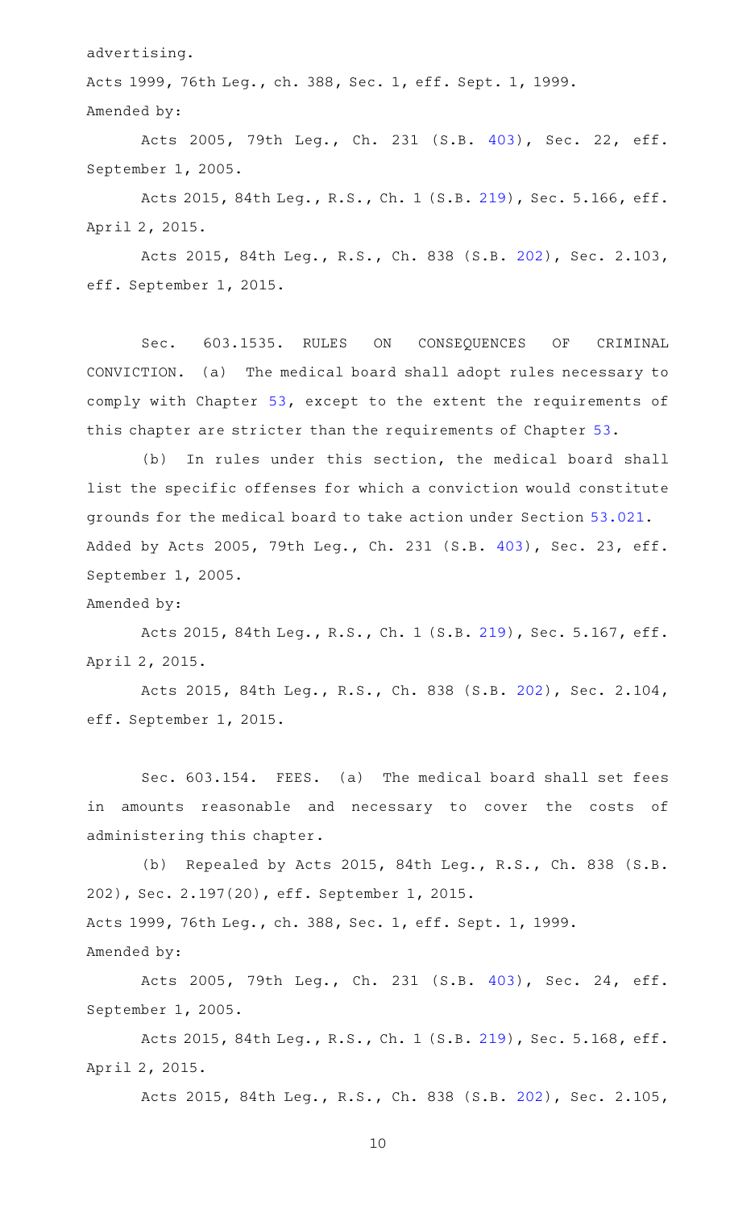advertising.

Acts 1999, 76th Leg., ch. 388, Sec. 1, eff. Sept. 1, 1999.

Amended by:

Acts 2005, 79th Leg., Ch. 231 (S.B. 403), Sec. 22, eff. September 1, 2005.

Acts 2015, 84th Leg., R.S., Ch. 1 (S.B. 219), Sec. 5.166, eff. April 2, 2015.

Acts 2015, 84th Leg., R.S., Ch. 838 (S.B. 202), Sec. 2.103, eff. September 1, 2015.

Sec. 603.1535. RULES ON CONSEQUENCES OF CRIMINAL CONVICTION. (a) The medical board shall adopt rules necessary to comply with Chapter 53, except to the extent the requirements of this chapter are stricter than the requirements of Chapter 53.

(b) In rules under this section, the medical board shall list the specific offenses for which a conviction would constitute grounds for the medical board to take action under Section 53.021.

Added by Acts 2005, 79th Leg., Ch. 231 (S.B. 403), Sec. 23, eff. September 1, 2005.

Amended by:

Acts 2015, 84th Leg., R.S., Ch. 1 (S.B. 219), Sec. 5.167, eff. April 2, 2015.

Acts 2015, 84th Leg., R.S., Ch. 838 (S.B. 202), Sec. 2.104, eff. September 1, 2015.

Sec. 603.154. FEES. (a) The medical board shall set fees in amounts reasonable and necessary to cover the costs of administering this chapter.

(b) Repealed by Acts 2015, 84th Leg., R.S., Ch. 838 (S.B. 202), Sec. 2.197(20), eff. September 1, 2015.

Acts 1999, 76th Leg., ch. 388, Sec. 1, eff. Sept. 1, 1999.

Amended by:

Acts 2005, 79th Leg., Ch. 231 (S.B. 403), Sec. 24, eff. September 1, 2005.

Acts 2015, 84th Leg., R.S., Ch. 1 (S.B. 219), Sec. 5.168, eff. April 2, 2015.

Acts 2015, 84th Leg., R.S., Ch. 838 (S.B. 202), Sec. 2.105,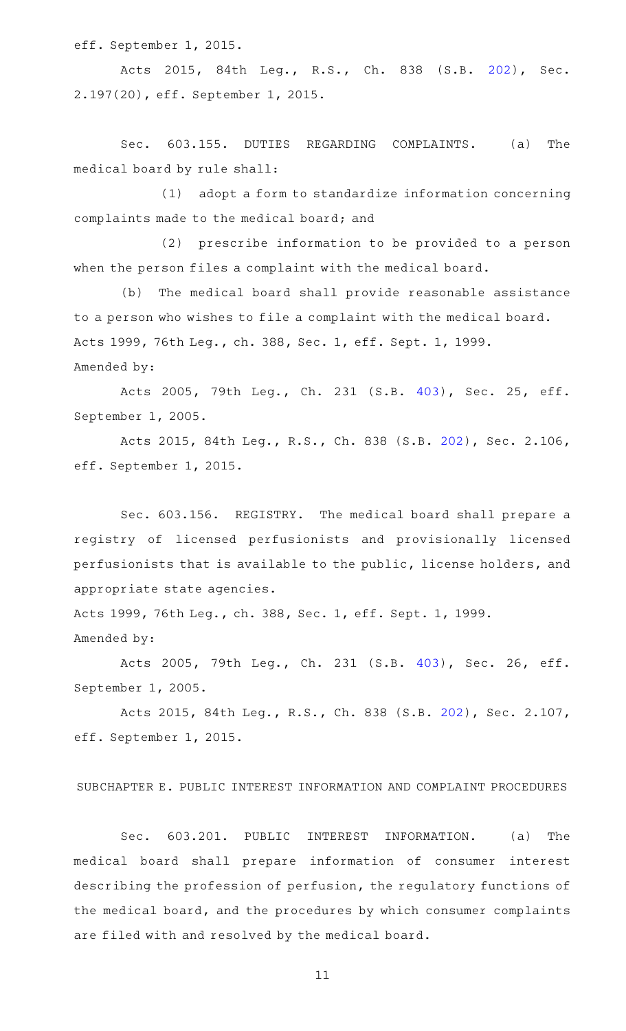eff. September 1, 2015.

Acts 2015, 84th Leg., R.S., Ch. 838 (S.B. 202), Sec. 2.197(20), eff. September 1, 2015.

Sec. 603.155. DUTIES REGARDING COMPLAINTS. (a) The medical board by rule shall:

(1) adopt a form to standardize information concerning complaints made to the medical board; and

(2) prescribe information to be provided to a person when the person files a complaint with the medical board.

(b) The medical board shall provide reasonable assistance to a person who wishes to file a complaint with the medical board.

Acts 1999, 76th Leg., ch. 388, Sec. 1, eff. Sept. 1, 1999.

Amended by:

Acts 2005, 79th Leg., Ch. 231 (S.B. 403), Sec. 25, eff. September 1, 2005.

Acts 2015, 84th Leg., R.S., Ch. 838 (S.B. 202), Sec. 2.106, eff. September 1, 2015.

Sec. 603.156. REGISTRY. The medical board shall prepare a registry of licensed perfusionists and provisionally licensed perfusionists that is available to the public, license holders, and appropriate state agencies.

Acts 1999, 76th Leg., ch. 388, Sec. 1, eff. Sept. 1, 1999.

Amended by:

Acts 2005, 79th Leg., Ch. 231 (S.B. 403), Sec. 26, eff. September 1, 2005.

Acts 2015, 84th Leg., R.S., Ch. 838 (S.B. 202), Sec. 2.107, eff. September 1, 2015.

## SUBCHAPTER E. PUBLIC INTEREST INFORMATION AND COMPLAINT PROCEDURES

Sec. 603.201. PUBLIC INTEREST INFORMATION. (a) The medical board shall prepare information of consumer interest describing the profession of perfusion, the regulatory functions of the medical board, and the procedures by which consumer complaints are filed with and resolved by the medical board.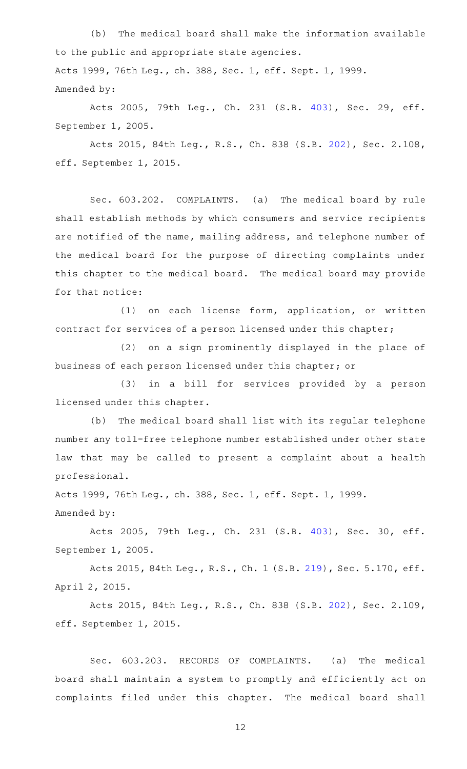(b) The medical board shall make the information available to the public and appropriate state agencies.

Acts 1999, 76th Leg., ch. 388, Sec. 1, eff. Sept. 1, 1999.

Amended by:

Acts 2005, 79th Leg., Ch. 231 (S.B. 403), Sec. 29, eff. September 1, 2005.

Acts 2015, 84th Leg., R.S., Ch. 838 (S.B. 202), Sec. 2.108, eff. September 1, 2015.

Sec. 603.202. COMPLAINTS. (a) The medical board by rule shall establish methods by which consumers and service recipients are notified of the name, mailing address, and telephone number of the medical board for the purpose of directing complaints under this chapter to the medical board. The medical board may provide for that notice:

(1) on each license form, application, or written contract for services of a person licensed under this chapter;

(2) on a sign prominently displayed in the place of business of each person licensed under this chapter; or

(3) in a bill for services provided by a person licensed under this chapter.

(b) The medical board shall list with its regular telephone number any toll-free telephone number established under other state law that may be called to present a complaint about a health professional.

Acts 1999, 76th Leg., ch. 388, Sec. 1, eff. Sept. 1, 1999.

Amended by:

Acts 2005, 79th Leg., Ch. 231 (S.B. 403), Sec. 30, eff. September 1, 2005.

Acts 2015, 84th Leg., R.S., Ch. 1 (S.B. 219), Sec. 5.170, eff. April 2, 2015.

Acts 2015, 84th Leg., R.S., Ch. 838 (S.B. 202), Sec. 2.109, eff. September 1, 2015.

Sec. 603.203. RECORDS OF COMPLAINTS. (a) The medical board shall maintain a system to promptly and efficiently act on complaints filed under this chapter. The medical board shall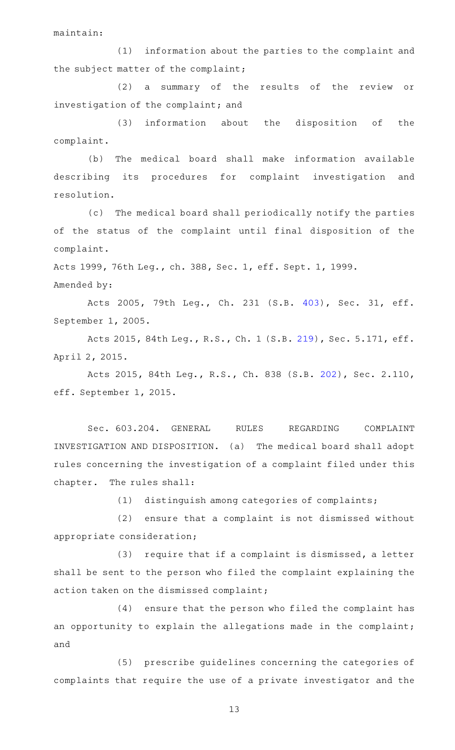maintain:

(1) information about the parties to the complaint and the subject matter of the complaint;

(2) a summary of the results of the review or investigation of the complaint; and

(3) information about the disposition of the complaint.

(b) The medical board shall make information available describing its procedures for complaint investigation and resolution.

(c) The medical board shall periodically notify the parties of the status of the complaint until final disposition of the complaint.

Acts 1999, 76th Leg., ch. 388, Sec. 1, eff. Sept. 1, 1999.

Amended by:

Acts 2005, 79th Leg., Ch. 231 (S.B. 403), Sec. 31, eff. September 1, 2005.

Acts 2015, 84th Leg., R.S., Ch. 1 (S.B. 219), Sec. 5.171, eff. April 2, 2015.

Acts 2015, 84th Leg., R.S., Ch. 838 (S.B. 202), Sec. 2.110, eff. September 1, 2015.

Sec. 603.204. GENERAL RULES REGARDING COMPLAINT INVESTIGATION AND DISPOSITION. (a) The medical board shall adopt rules concerning the investigation of a complaint filed under this chapter. The rules shall:

(1) distinguish among categories of complaints;

(2) ensure that a complaint is not dismissed without appropriate consideration;

(3) require that if a complaint is dismissed, a letter shall be sent to the person who filed the complaint explaining the action taken on the dismissed complaint;

(4) ensure that the person who filed the complaint has an opportunity to explain the allegations made in the complaint; and

(5) prescribe guidelines concerning the categories of complaints that require the use of a private investigator and the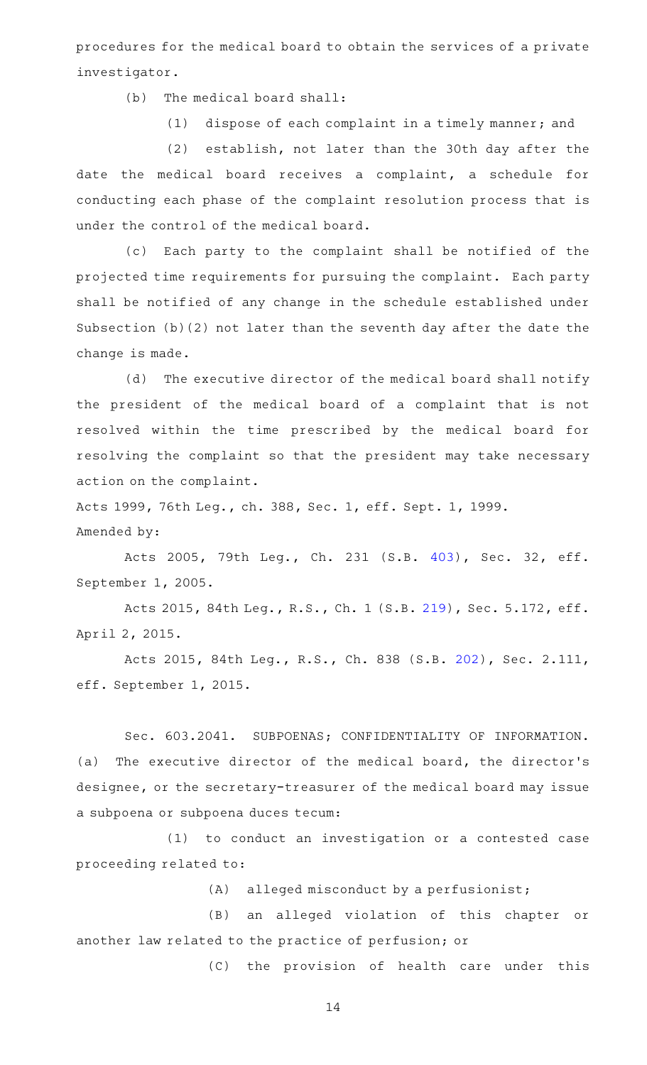procedures for the medical board to obtain the services of a private investigator.

(b) The medical board shall:

(1) dispose of each complaint in a timely manner; and

(2) establish, not later than the 30th day after the date the medical board receives a complaint, a schedule for conducting each phase of the complaint resolution process that is under the control of the medical board.

(c) Each party to the complaint shall be notified of the projected time requirements for pursuing the complaint. Each party shall be notified of any change in the schedule established under Subsection (b)(2) not later than the seventh day after the date the change is made.

(d) The executive director of the medical board shall notify the president of the medical board of a complaint that is not resolved within the time prescribed by the medical board for resolving the complaint so that the president may take necessary action on the complaint.

Acts 1999, 76th Leg., ch. 388, Sec. 1, eff. Sept. 1, 1999.

Amended by:

Acts 2005, 79th Leg., Ch. 231 (S.B. 403), Sec. 32, eff. September 1, 2005.

Acts 2015, 84th Leg., R.S., Ch. 1 (S.B. 219), Sec. 5.172, eff. April 2, 2015.

Acts 2015, 84th Leg., R.S., Ch. 838 (S.B. 202), Sec. 2.111, eff. September 1, 2015.

Sec. 603.2041. SUBPOENAS; CONFIDENTIALITY OF INFORMATION. (a) The executive director of the medical board, the director's designee, or the secretary-treasurer of the medical board may issue a subpoena or subpoena duces tecum:

(1) to conduct an investigation or a contested case proceeding related to:

(A) alleged misconduct by a perfusionist;

(B) an alleged violation of this chapter or another law related to the practice of perfusion; or

(C) the provision of health care under this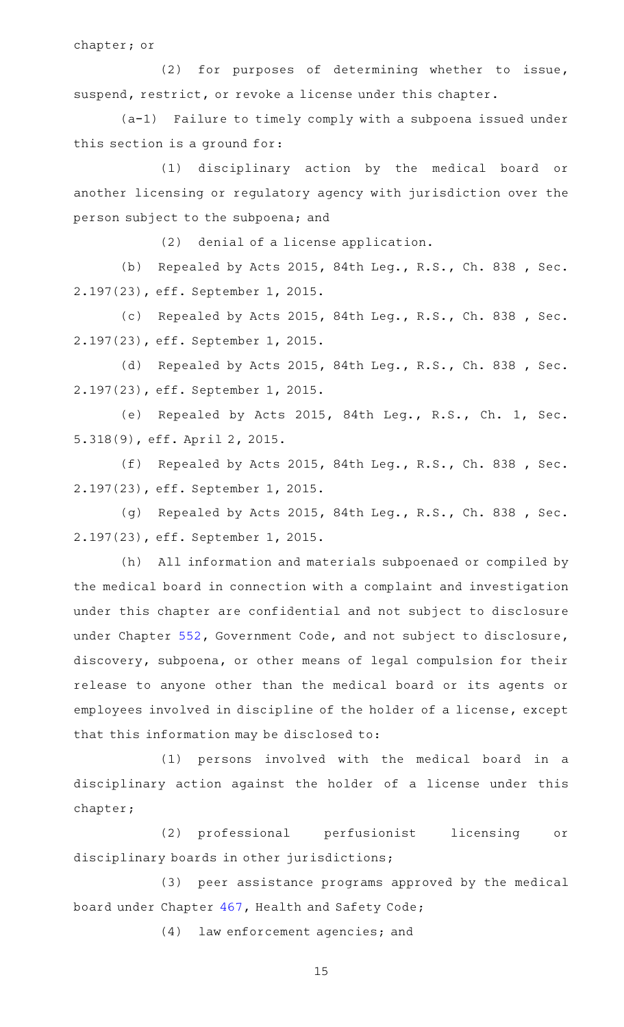chapter; or

(2) for purposes of determining whether to issue, suspend, restrict, or revoke a license under this chapter.

(a-1) Failure to timely comply with a subpoena issued under this section is a ground for:

(1) disciplinary action by the medical board or another licensing or regulatory agency with jurisdiction over the person subject to the subpoena; and

(2) denial of a license application.

(b) Repealed by Acts 2015, 84th Leg., R.S., Ch. 838 , Sec. 2.197(23), eff. September 1, 2015.

(c) Repealed by Acts 2015, 84th Leg., R.S., Ch. 838 , Sec. 2.197(23), eff. September 1, 2015.

(d) Repealed by Acts 2015, 84th Leg., R.S., Ch. 838 , Sec. 2.197(23), eff. September 1, 2015.

(e) Repealed by Acts 2015, 84th Leg., R.S., Ch. 1, Sec. 5.318(9), eff. April 2, 2015.

(f) Repealed by Acts 2015, 84th Leg., R.S., Ch. 838 , Sec. 2.197(23), eff. September 1, 2015.

(g) Repealed by Acts 2015, 84th Leg., R.S., Ch. 838 , Sec. 2.197(23), eff. September 1, 2015.

(h) All information and materials subpoenaed or compiled by the medical board in connection with a complaint and investigation under this chapter are confidential and not subject to disclosure under Chapter 552, Government Code, and not subject to disclosure, discovery, subpoena, or other means of legal compulsion for their release to anyone other than the medical board or its agents or employees involved in discipline of the holder of a license, except that this information may be disclosed to:

(1) persons involved with the medical board in a disciplinary action against the holder of a license under this chapter;

(2) professional perfusionist licensing or disciplinary boards in other jurisdictions;

(3) peer assistance programs approved by the medical board under Chapter 467, Health and Safety Code;

(4) law enforcement agencies; and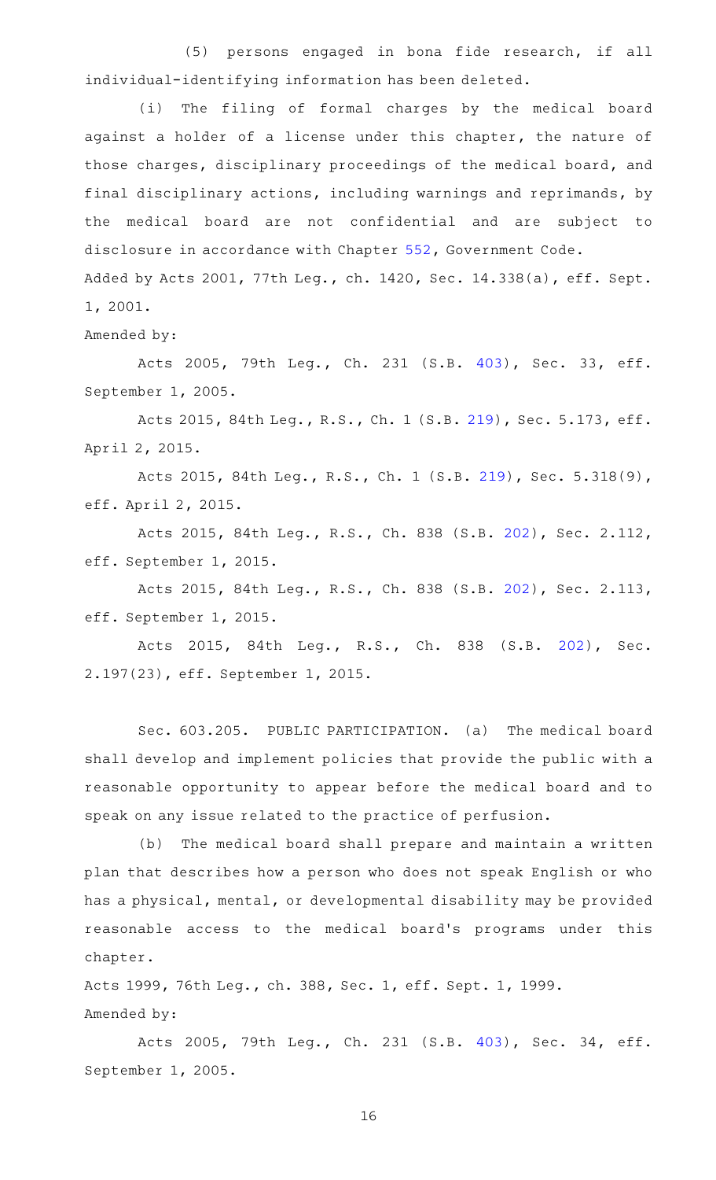(5) persons engaged in bona fide research, if all individual-identifying information has been deleted.

(i) The filing of formal charges by the medical board against a holder of a license under this chapter, the nature of those charges, disciplinary proceedings of the medical board, and final disciplinary actions, including warnings and reprimands, by the medical board are not confidential and are subject to disclosure in accordance with Chapter 552, Government Code.

Added by Acts 2001, 77th Leg., ch. 1420, Sec. 14.338(a), eff. Sept. 1, 2001.

Amended by:

Acts 2005, 79th Leg., Ch. 231 (S.B. 403), Sec. 33, eff. September 1, 2005.

Acts 2015, 84th Leg., R.S., Ch. 1 (S.B. 219), Sec. 5.173, eff. April 2, 2015.

Acts 2015, 84th Leg., R.S., Ch. 1 (S.B. 219), Sec. 5.318(9), eff. April 2, 2015.

Acts 2015, 84th Leg., R.S., Ch. 838 (S.B. 202), Sec. 2.112, eff. September 1, 2015.

Acts 2015, 84th Leg., R.S., Ch. 838 (S.B. 202), Sec. 2.113, eff. September 1, 2015.

Acts 2015, 84th Leg., R.S., Ch. 838 (S.B. 202), Sec. 2.197(23), eff. September 1, 2015.

Sec. 603.205. PUBLIC PARTICIPATION. (a) The medical board shall develop and implement policies that provide the public with a reasonable opportunity to appear before the medical board and to speak on any issue related to the practice of perfusion.

(b) The medical board shall prepare and maintain a written plan that describes how a person who does not speak English or who has a physical, mental, or developmental disability may be provided reasonable access to the medical board's programs under this chapter.

Acts 1999, 76th Leg., ch. 388, Sec. 1, eff. Sept. 1, 1999.

Amended by:

Acts 2005, 79th Leg., Ch. 231 (S.B. 403), Sec. 34, eff. September 1, 2005.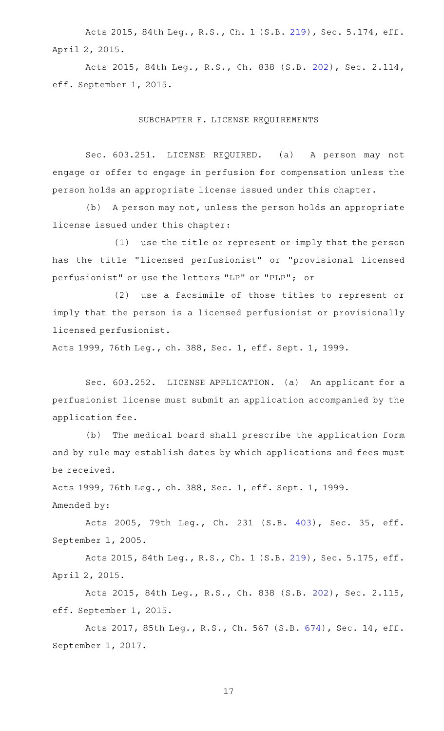Acts 2015, 84th Leg., R.S., Ch. 1 (S.B. 219), Sec. 5.174, eff. April 2, 2015.

Acts 2015, 84th Leg., R.S., Ch. 838 (S.B. 202), Sec. 2.114, eff. September 1, 2015.

## SUBCHAPTER F. LICENSE REQUIREMENTS

Sec. 603.251. LICENSE REQUIRED. (a) A person may not engage or offer to engage in perfusion for compensation unless the person holds an appropriate license issued under this chapter.

(b) A person may not, unless the person holds an appropriate license issued under this chapter:

(1) use the title or represent or imply that the person has the title "licensed perfusionist" or "provisional licensed perfusionist" or use the letters "LP" or "PLP"; or

(2) use a facsimile of those titles to represent or imply that the person is a licensed perfusionist or provisionally licensed perfusionist.

Acts 1999, 76th Leg., ch. 388, Sec. 1, eff. Sept. 1, 1999.

Sec. 603.252. LICENSE APPLICATION. (a) An applicant for a perfusionist license must submit an application accompanied by the application fee.

(b) The medical board shall prescribe the application form and by rule may establish dates by which applications and fees must be received.

Acts 1999, 76th Leg., ch. 388, Sec. 1, eff. Sept. 1, 1999.

Amended by:

Acts 2005, 79th Leg., Ch. 231 (S.B. 403), Sec. 35, eff. September 1, 2005.

Acts 2015, 84th Leg., R.S., Ch. 1 (S.B. 219), Sec. 5.175, eff. April 2, 2015.

Acts 2015, 84th Leg., R.S., Ch. 838 (S.B. 202), Sec. 2.115, eff. September 1, 2015.

Acts 2017, 85th Leg., R.S., Ch. 567 (S.B. 674), Sec. 14, eff. September 1, 2017.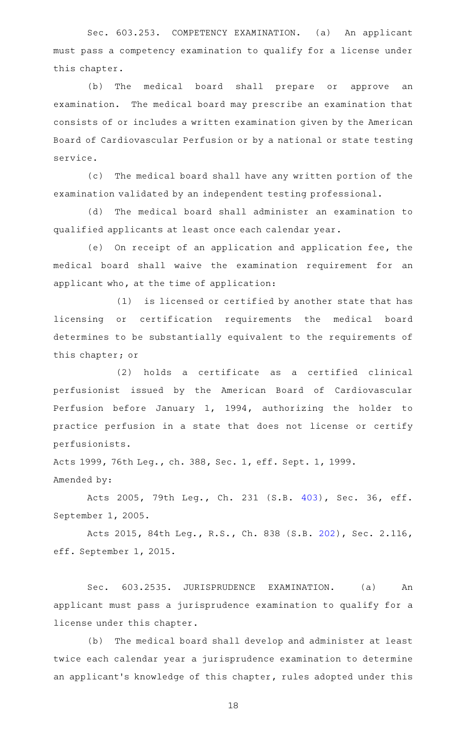Sec. 603.253. COMPETENCY EXAMINATION. (a) An applicant must pass a competency examination to qualify for a license under this chapter.

(b) The medical board shall prepare or approve an examination. The medical board may prescribe an examination that consists of or includes a written examination given by the American Board of Cardiovascular Perfusion or by a national or state testing service.

(c) The medical board shall have any written portion of the examination validated by an independent testing professional.

(d) The medical board shall administer an examination to qualified applicants at least once each calendar year.

(e) On receipt of an application and application fee, the medical board shall waive the examination requirement for an applicant who, at the time of application:

(1) is licensed or certified by another state that has licensing or certification requirements the medical board determines to be substantially equivalent to the requirements of this chapter; or

(2) holds a certificate as a certified clinical perfusionist issued by the American Board of Cardiovascular Perfusion before January 1, 1994, authorizing the holder to practice perfusion in a state that does not license or certify perfusionists.

Acts 1999, 76th Leg., ch. 388, Sec. 1, eff. Sept. 1, 1999.

Amended by:

Acts 2005, 79th Leg., Ch. 231 (S.B. 403), Sec. 36, eff. September 1, 2005.

Acts 2015, 84th Leg., R.S., Ch. 838 (S.B. 202), Sec. 2.116, eff. September 1, 2015.

Sec. 603.2535. JURISPRUDENCE EXAMINATION. (a) An applicant must pass a jurisprudence examination to qualify for a license under this chapter.

(b) The medical board shall develop and administer at least twice each calendar year a jurisprudence examination to determine an applicant's knowledge of this chapter, rules adopted under this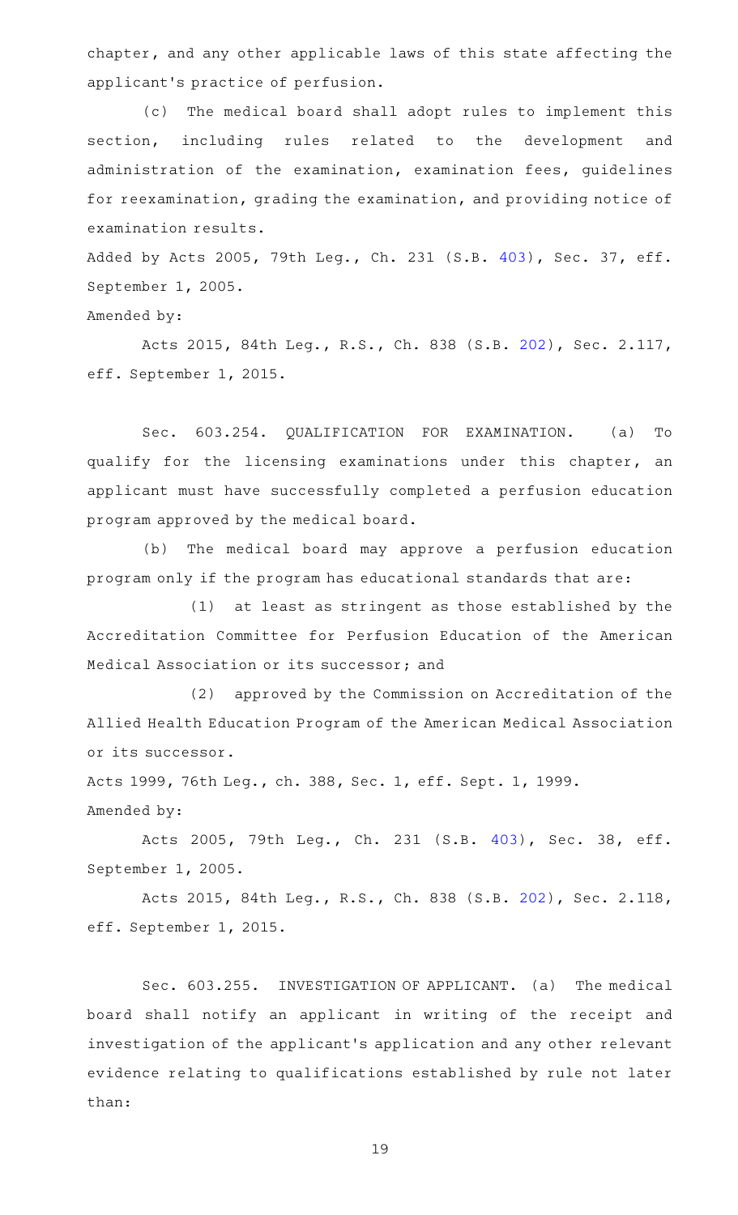chapter, and any other applicable laws of this state affecting the applicant's practice of perfusion.

(c) The medical board shall adopt rules to implement this section, including rules related to the development and administration of the examination, examination fees, guidelines for reexamination, grading the examination, and providing notice of examination results.

Added by Acts 2005, 79th Leg., Ch. 231 (S.B. 403), Sec. 37, eff. September 1, 2005.

Amended by:

Acts 2015, 84th Leg., R.S., Ch. 838 (S.B. 202), Sec. 2.117, eff. September 1, 2015.

Sec. 603.254. QUALIFICATION FOR EXAMINATION. (a) To qualify for the licensing examinations under this chapter, an applicant must have successfully completed a perfusion education program approved by the medical board.

(b) The medical board may approve a perfusion education program only if the program has educational standards that are:

(1) at least as stringent as those established by the Accreditation Committee for Perfusion Education of the American Medical Association or its successor; and

(2) approved by the Commission on Accreditation of the Allied Health Education Program of the American Medical Association or its successor.

Acts 1999, 76th Leg., ch. 388, Sec. 1, eff. Sept. 1, 1999.

Amended by:

Acts 2005, 79th Leg., Ch. 231 (S.B. 403), Sec. 38, eff. September 1, 2005.

Acts 2015, 84th Leg., R.S., Ch. 838 (S.B. 202), Sec. 2.118, eff. September 1, 2015.

Sec. 603.255. INVESTIGATION OF APPLICANT. (a) The medical board shall notify an applicant in writing of the receipt and investigation of the applicant's application and any other relevant evidence relating to qualifications established by rule not later than: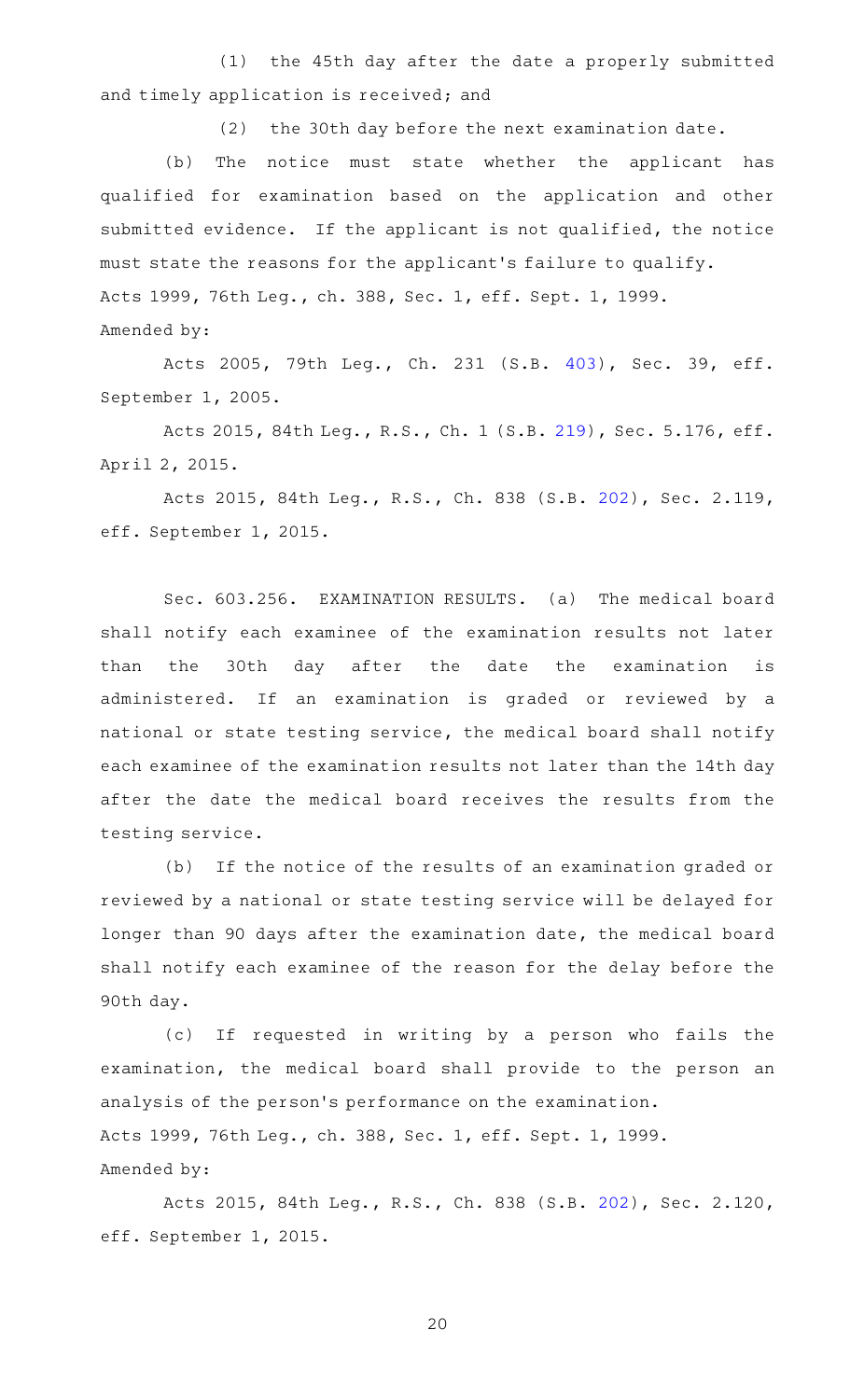(1) the 45th day after the date a properly submitted and timely application is received; and

(2) the 30th day before the next examination date.

(b) The notice must state whether the applicant has qualified for examination based on the application and other submitted evidence. If the applicant is not qualified, the notice must state the reasons for the applicant's failure to qualify.

Acts 1999, 76th Leg., ch. 388, Sec. 1, eff. Sept. 1, 1999.

Amended by:

Acts 2005, 79th Leg., Ch. 231 (S.B. 403), Sec. 39, eff. September 1, 2005.

Acts 2015, 84th Leg., R.S., Ch. 1 (S.B. 219), Sec. 5.176, eff. April 2, 2015.

Acts 2015, 84th Leg., R.S., Ch. 838 (S.B. 202), Sec. 2.119, eff. September 1, 2015.

Sec. 603.256. EXAMINATION RESULTS. (a) The medical board shall notify each examinee of the examination results not later than the 30th day after the date the examination is administered. If an examination is graded or reviewed by a national or state testing service, the medical board shall notify each examinee of the examination results not later than the 14th day after the date the medical board receives the results from the testing service.

(b) If the notice of the results of an examination graded or reviewed by a national or state testing service will be delayed for longer than 90 days after the examination date, the medical board shall notify each examinee of the reason for the delay before the 90th day.

(c) If requested in writing by a person who fails the examination, the medical board shall provide to the person an analysis of the person's performance on the examination.

Acts 1999, 76th Leg., ch. 388, Sec. 1, eff. Sept. 1, 1999.

Amended by:

Acts 2015, 84th Leg., R.S., Ch. 838 (S.B. 202), Sec. 2.120, eff. September 1, 2015.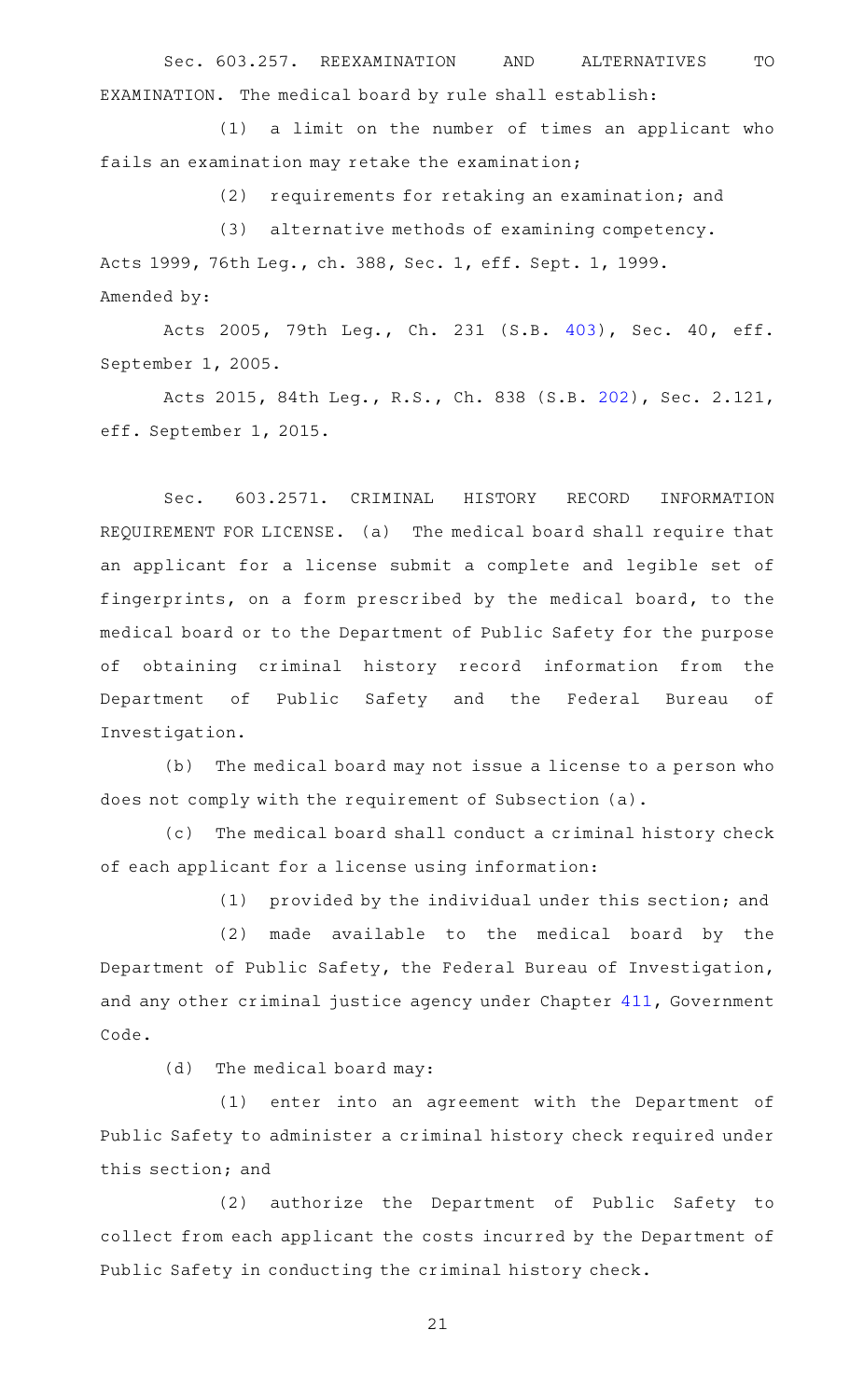Sec. 603.257. REEXAMINATION AND ALTERNATIVES TO EXAMINATION. The medical board by rule shall establish:

(1) a limit on the number of times an applicant who fails an examination may retake the examination;

(2) requirements for retaking an examination; and

(3) alternative methods of examining competency.

Acts 1999, 76th Leg., ch. 388, Sec. 1, eff. Sept. 1, 1999.

Amended by:

Acts 2005, 79th Leg., Ch. 231 (S.B. 403), Sec. 40, eff. September 1, 2005.

Acts 2015, 84th Leg., R.S., Ch. 838 (S.B. 202), Sec. 2.121, eff. September 1, 2015.

Sec. 603.2571. CRIMINAL HISTORY RECORD INFORMATION REQUIREMENT FOR LICENSE. (a) The medical board shall require that an applicant for a license submit a complete and legible set of fingerprints, on a form prescribed by the medical board, to the medical board or to the Department of Public Safety for the purpose of obtaining criminal history record information from the Department of Public Safety and the Federal Bureau of Investigation.

(b) The medical board may not issue a license to a person who does not comply with the requirement of Subsection (a).

(c) The medical board shall conduct a criminal history check of each applicant for a license using information:

(1) provided by the individual under this section; and

(2) made available to the medical board by the Department of Public Safety, the Federal Bureau of Investigation, and any other criminal justice agency under Chapter 411, Government Code.

(d) The medical board may:

(1) enter into an agreement with the Department of Public Safety to administer a criminal history check required under this section; and

(2) authorize the Department of Public Safety to collect from each applicant the costs incurred by the Department of Public Safety in conducting the criminal history check.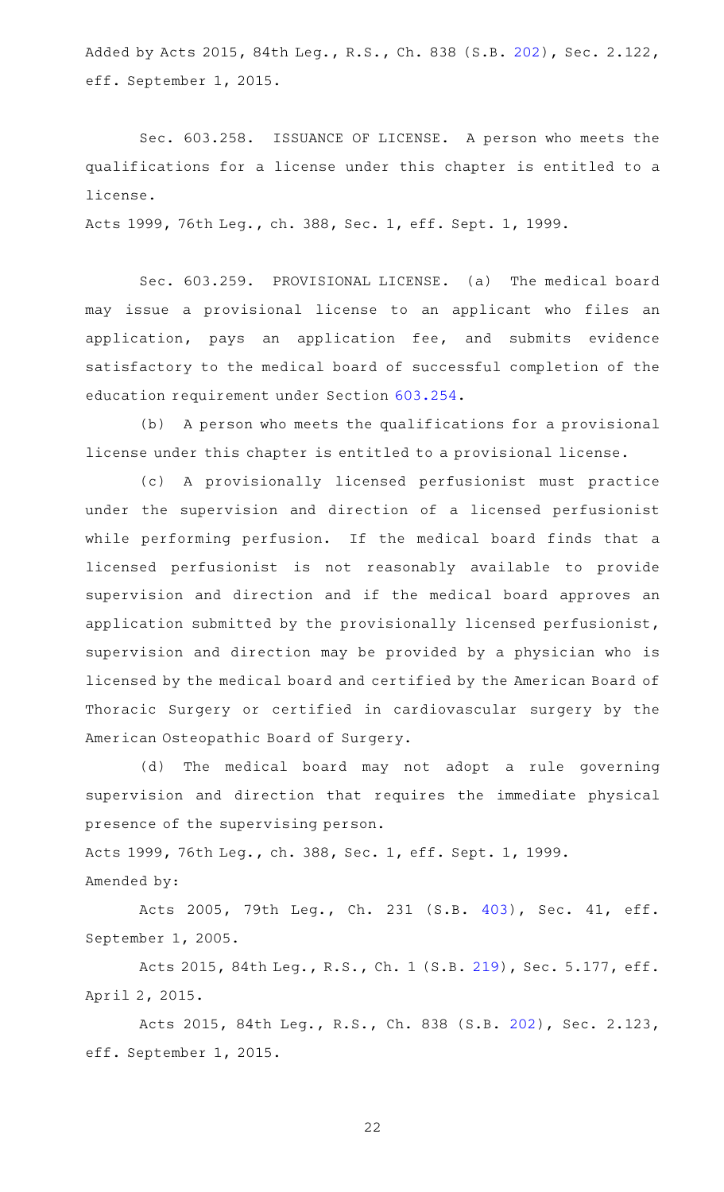Added by Acts 2015, 84th Leg., R.S., Ch. 838 (S.B. 202), Sec. 2.122, eff. September 1, 2015.

Sec. 603.258. ISSUANCE OF LICENSE. A person who meets the qualifications for a license under this chapter is entitled to a license.

Acts 1999, 76th Leg., ch. 388, Sec. 1, eff. Sept. 1, 1999.

Sec. 603.259. PROVISIONAL LICENSE. (a) The medical board may issue a provisional license to an applicant who files an application, pays an application fee, and submits evidence satisfactory to the medical board of successful completion of the education requirement under Section 603.254.

(b) A person who meets the qualifications for a provisional license under this chapter is entitled to a provisional license.

(c) A provisionally licensed perfusionist must practice under the supervision and direction of a licensed perfusionist while performing perfusion. If the medical board finds that a licensed perfusionist is not reasonably available to provide supervision and direction and if the medical board approves an application submitted by the provisionally licensed perfusionist, supervision and direction may be provided by a physician who is licensed by the medical board and certified by the American Board of Thoracic Surgery or certified in cardiovascular surgery by the American Osteopathic Board of Surgery.

(d) The medical board may not adopt a rule governing supervision and direction that requires the immediate physical presence of the supervising person.

Acts 1999, 76th Leg., ch. 388, Sec. 1, eff. Sept. 1, 1999.

Amended by:

Acts 2005, 79th Leg., Ch. 231 (S.B. 403), Sec. 41, eff. September 1, 2005.

Acts 2015, 84th Leg., R.S., Ch. 1 (S.B. 219), Sec. 5.177, eff. April 2, 2015.

Acts 2015, 84th Leg., R.S., Ch. 838 (S.B. 202), Sec. 2.123, eff. September 1, 2015.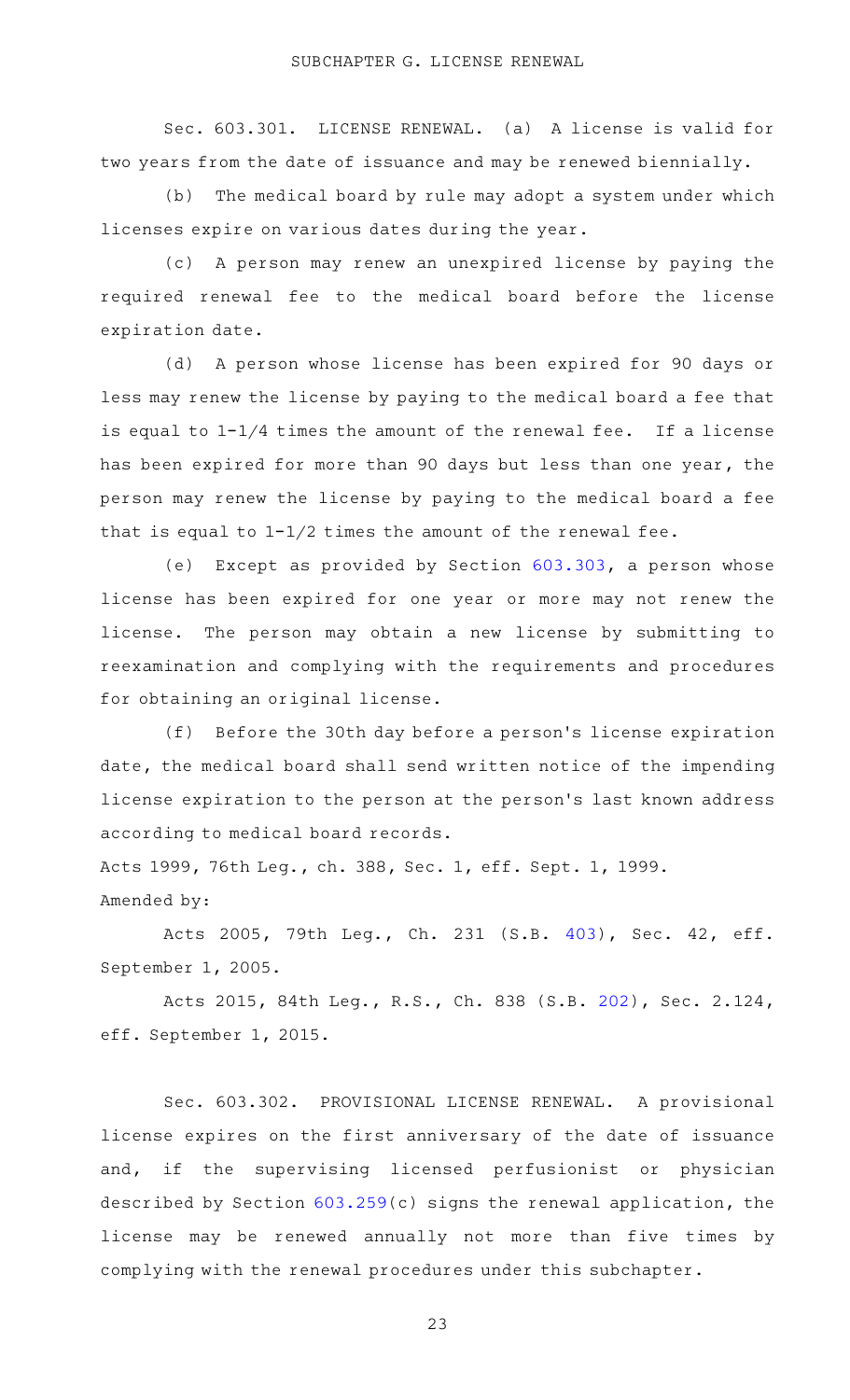## SUBCHAPTER G. LICENSE RENEWAL

Sec. 603.301. LICENSE RENEWAL. (a) A license is valid for two years from the date of issuance and may be renewed biennially.

(b) The medical board by rule may adopt a system under which licenses expire on various dates during the year.

(c) A person may renew an unexpired license by paying the required renewal fee to the medical board before the license expiration date.

(d) A person whose license has been expired for 90 days or less may renew the license by paying to the medical board a fee that is equal to 1-1/4 times the amount of the renewal fee. If a license has been expired for more than 90 days but less than one year, the person may renew the license by paying to the medical board a fee that is equal to 1-1/2 times the amount of the renewal fee.

(e) Except as provided by Section 603.303, a person whose license has been expired for one year or more may not renew the license. The person may obtain a new license by submitting to reexamination and complying with the requirements and procedures for obtaining an original license.

(f) Before the 30th day before a person's license expiration date, the medical board shall send written notice of the impending license expiration to the person at the person's last known address according to medical board records.

Acts 1999, 76th Leg., ch. 388, Sec. 1, eff. Sept. 1, 1999.
Amended by:

Acts 2005, 79th Leg., Ch. 231 (S.B. 403), Sec. 42, eff. September 1, 2005.

Acts 2015, 84th Leg., R.S., Ch. 838 (S.B. 202), Sec. 2.124, eff. September 1, 2015.

Sec. 603.302. PROVISIONAL LICENSE RENEWAL. A provisional license expires on the first anniversary of the date of issuance and, if the supervising licensed perfusionist or physician described by Section 603.259(c) signs the renewal application, the license may be renewed annually not more than five times by complying with the renewal procedures under this subchapter.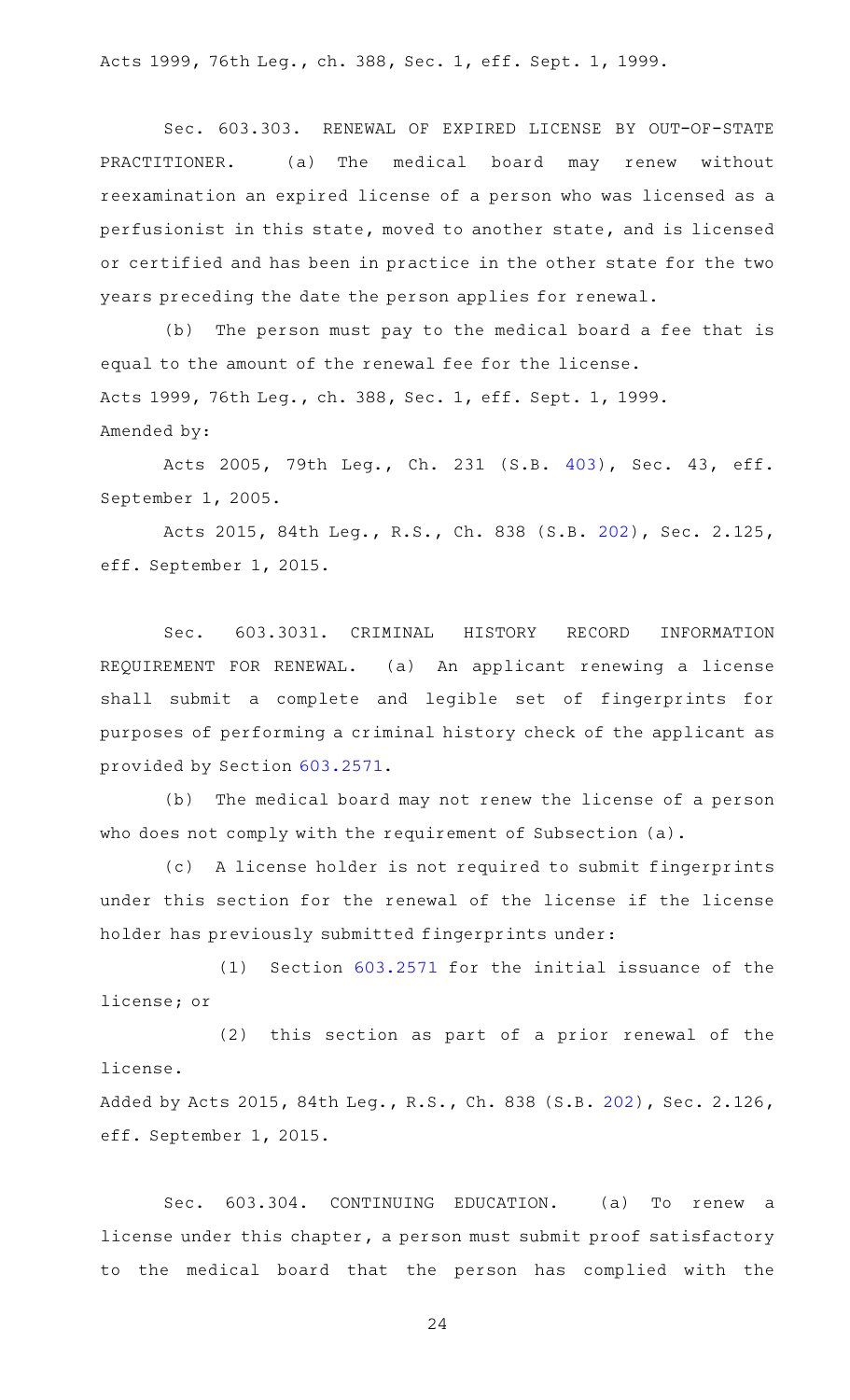Acts 1999, 76th Leg., ch. 388, Sec. 1, eff. Sept. 1, 1999.

Sec. 603.303. RENEWAL OF EXPIRED LICENSE BY OUT-OF-STATE PRACTITIONER. (a) The medical board may renew without reexamination an expired license of a person who was licensed as a perfusionist in this state, moved to another state, and is licensed or certified and has been in practice in the other state for the two years preceding the date the person applies for renewal.

(b) The person must pay to the medical board a fee that is equal to the amount of the renewal fee for the license.

Acts 1999, 76th Leg., ch. 388, Sec. 1, eff. Sept. 1, 1999.

Amended by:

Acts 2005, 79th Leg., Ch. 231 (S.B. 403), Sec. 43, eff. September 1, 2005.

Acts 2015, 84th Leg., R.S., Ch. 838 (S.B. 202), Sec. 2.125, eff. September 1, 2015.

Sec. 603.3031. CRIMINAL HISTORY RECORD INFORMATION REQUIREMENT FOR RENEWAL. (a) An applicant renewing a license shall submit a complete and legible set of fingerprints for purposes of performing a criminal history check of the applicant as provided by Section 603.2571.

(b) The medical board may not renew the license of a person who does not comply with the requirement of Subsection (a).

(c) A license holder is not required to submit fingerprints under this section for the renewal of the license if the license holder has previously submitted fingerprints under:

(1) Section 603.2571 for the initial issuance of the license; or

(2) this section as part of a prior renewal of the license.

Added by Acts 2015, 84th Leg., R.S., Ch. 838 (S.B. 202), Sec. 2.126, eff. September 1, 2015.

Sec. 603.304. CONTINUING EDUCATION. (a) To renew a license under this chapter, a person must submit proof satisfactory to the medical board that the person has complied with the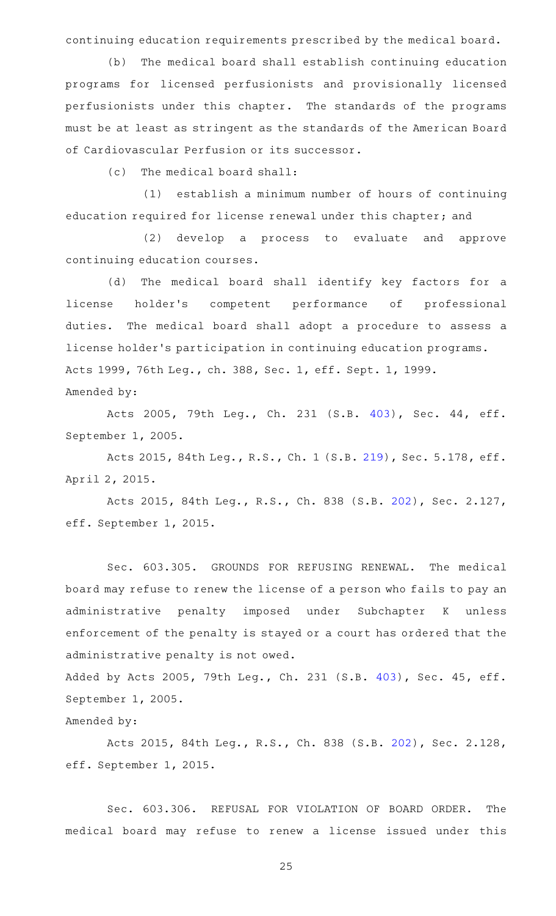continuing education requirements prescribed by the medical board.

(b) The medical board shall establish continuing education programs for licensed perfusionists and provisionally licensed perfusionists under this chapter. The standards of the programs must be at least as stringent as the standards of the American Board of Cardiovascular Perfusion or its successor.

(c) The medical board shall:

(1) establish a minimum number of hours of continuing education required for license renewal under this chapter; and

(2) develop a process to evaluate and approve continuing education courses.

(d) The medical board shall identify key factors for a license holder's competent performance of professional duties. The medical board shall adopt a procedure to assess a license holder's participation in continuing education programs.

Acts 1999, 76th Leg., ch. 388, Sec. 1, eff. Sept. 1, 1999.

Amended by:

Acts 2005, 79th Leg., Ch. 231 (S.B. 403), Sec. 44, eff. September 1, 2005.

Acts 2015, 84th Leg., R.S., Ch. 1 (S.B. 219), Sec. 5.178, eff. April 2, 2015.

Acts 2015, 84th Leg., R.S., Ch. 838 (S.B. 202), Sec. 2.127, eff. September 1, 2015.

Sec. 603.305. GROUNDS FOR REFUSING RENEWAL. The medical board may refuse to renew the license of a person who fails to pay an administrative penalty imposed under Subchapter K unless enforcement of the penalty is stayed or a court has ordered that the administrative penalty is not owed.

Added by Acts 2005, 79th Leg., Ch. 231 (S.B. 403), Sec. 45, eff. September 1, 2005.

Amended by:

Acts 2015, 84th Leg., R.S., Ch. 838 (S.B. 202), Sec. 2.128, eff. September 1, 2015.

Sec. 603.306. REFUSAL FOR VIOLATION OF BOARD ORDER. The medical board may refuse to renew a license issued under this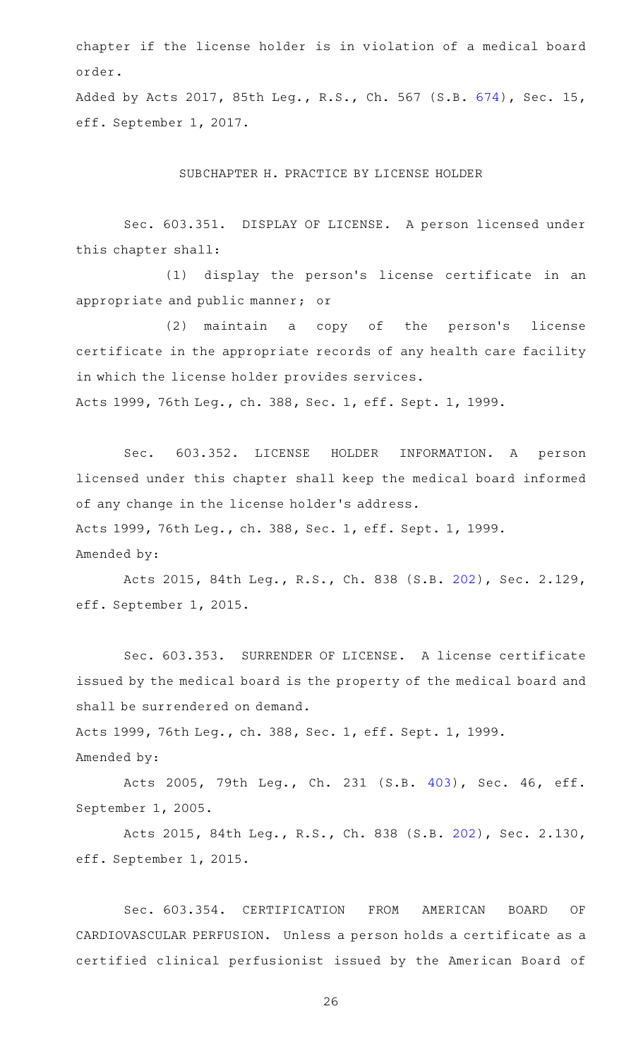chapter if the license holder is in violation of a medical board order.

Added by Acts 2017, 85th Leg., R.S., Ch. 567 (S.B. 674), Sec. 15, eff. September 1, 2017.

## SUBCHAPTER H. PRACTICE BY LICENSE HOLDER

Sec. 603.351. DISPLAY OF LICENSE. A person licensed under this chapter shall:

(1) display the person's license certificate in an appropriate and public manner; or

(2) maintain a copy of the person's license certificate in the appropriate records of any health care facility in which the license holder provides services.

Acts 1999, 76th Leg., ch. 388, Sec. 1, eff. Sept. 1, 1999.

Sec. 603.352. LICENSE HOLDER INFORMATION. A person licensed under this chapter shall keep the medical board informed of any change in the license holder's address.

Acts 1999, 76th Leg., ch. 388, Sec. 1, eff. Sept. 1, 1999.

Amended by:

Acts 2015, 84th Leg., R.S., Ch. 838 (S.B. 202), Sec. 2.129, eff. September 1, 2015.

Sec. 603.353. SURRENDER OF LICENSE. A license certificate issued by the medical board is the property of the medical board and shall be surrendered on demand.

Acts 1999, 76th Leg., ch. 388, Sec. 1, eff. Sept. 1, 1999.

Amended by:

Acts 2005, 79th Leg., Ch. 231 (S.B. 403), Sec. 46, eff. September 1, 2005.

Acts 2015, 84th Leg., R.S., Ch. 838 (S.B. 202), Sec. 2.130, eff. September 1, 2015.

Sec. 603.354. CERTIFICATION FROM AMERICAN BOARD OF CARDIOVASCULAR PERFUSION. Unless a person holds a certificate as a certified clinical perfusionist issued by the American Board of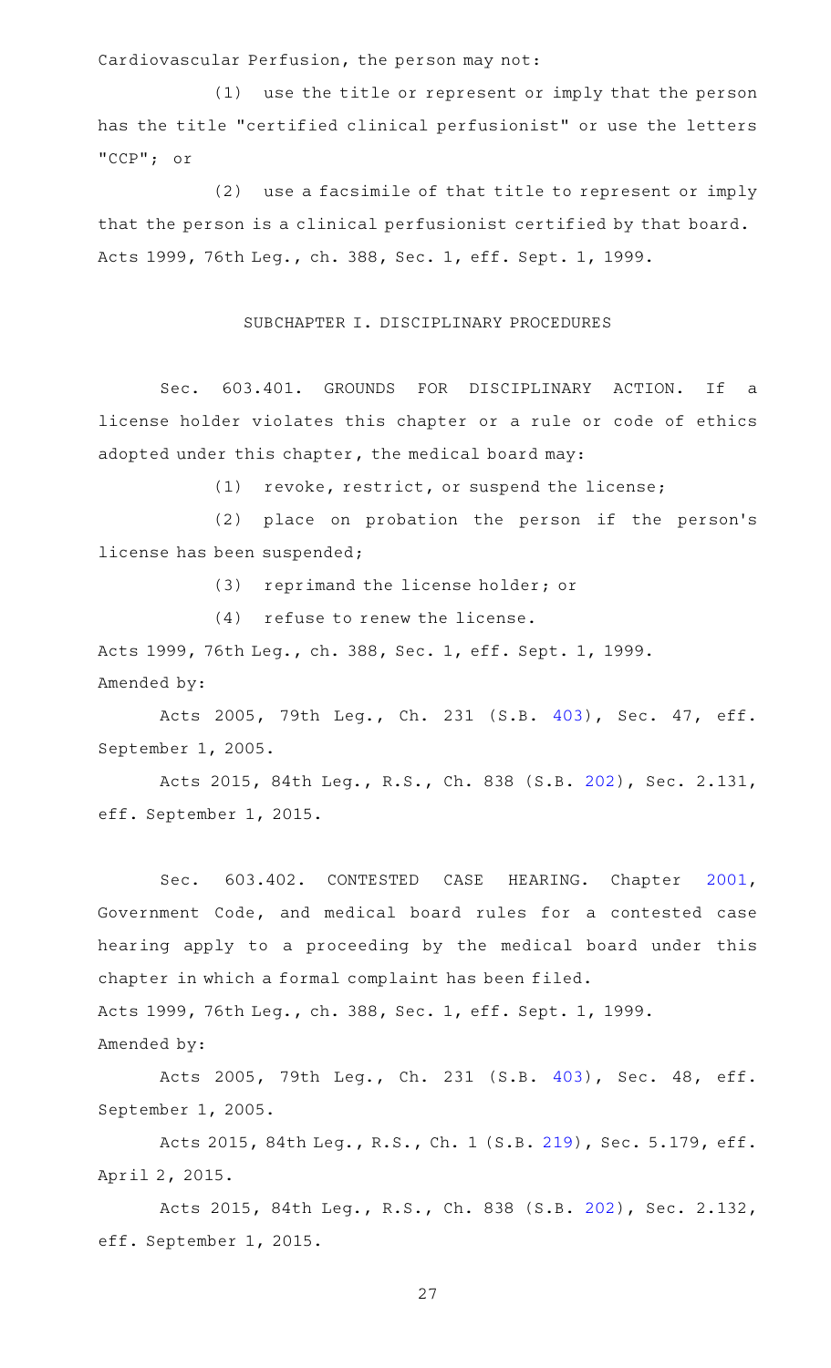Cardiovascular Perfusion, the person may not:

(1) use the title or represent or imply that the person has the title "certified clinical perfusionist" or use the letters "CCP"; or

(2) use a facsimile of that title to represent or imply that the person is a clinical perfusionist certified by that board.

Acts 1999, 76th Leg., ch. 388, Sec. 1, eff. Sept. 1, 1999.

## SUBCHAPTER I. DISCIPLINARY PROCEDURES

Sec. 603.401. GROUNDS FOR DISCIPLINARY ACTION. If a license holder violates this chapter or a rule or code of ethics adopted under this chapter, the medical board may:

(1) revoke, restrict, or suspend the license;

(2) place on probation the person if the person's license has been suspended;

(3) reprimand the license holder; or

(4) refuse to renew the license.

Acts 1999, 76th Leg., ch. 388, Sec. 1, eff. Sept. 1, 1999.

Amended by:

Acts 2005, 79th Leg., Ch. 231 (S.B. 403), Sec. 47, eff. September 1, 2005.

Acts 2015, 84th Leg., R.S., Ch. 838 (S.B. 202), Sec. 2.131, eff. September 1, 2015.

Sec. 603.402. CONTESTED CASE HEARING. Chapter 2001, Government Code, and medical board rules for a contested case hearing apply to a proceeding by the medical board under this chapter in which a formal complaint has been filed.

Acts 1999, 76th Leg., ch. 388, Sec. 1, eff. Sept. 1, 1999.

Amended by:

Acts 2005, 79th Leg., Ch. 231 (S.B. 403), Sec. 48, eff. September 1, 2005.

Acts 2015, 84th Leg., R.S., Ch. 1 (S.B. 219), Sec. 5.179, eff. April 2, 2015.

Acts 2015, 84th Leg., R.S., Ch. 838 (S.B. 202), Sec. 2.132, eff. September 1, 2015.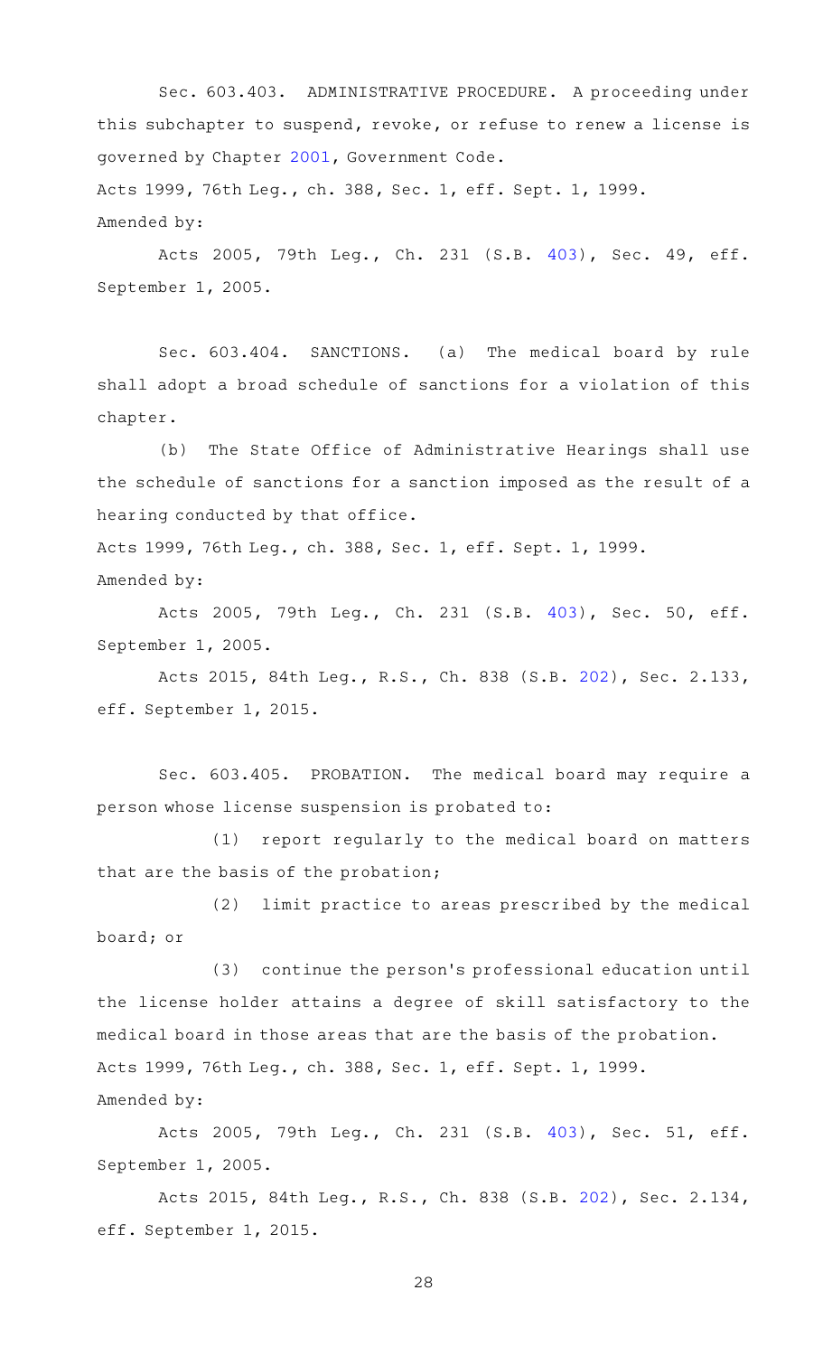Sec. 603.403. ADMINISTRATIVE PROCEDURE. A proceeding under this subchapter to suspend, revoke, or refuse to renew a license is governed by Chapter 2001, Government Code.

Acts 1999, 76th Leg., ch. 388, Sec. 1, eff. Sept. 1, 1999.

Amended by:

Acts 2005, 79th Leg., Ch. 231 (S.B. 403), Sec. 49, eff. September 1, 2005.

Sec. 603.404. SANCTIONS. (a) The medical board by rule shall adopt a broad schedule of sanctions for a violation of this chapter.

(b) The State Office of Administrative Hearings shall use the schedule of sanctions for a sanction imposed as the result of a hearing conducted by that office.

Acts 1999, 76th Leg., ch. 388, Sec. 1, eff. Sept. 1, 1999.

Amended by:

Acts 2005, 79th Leg., Ch. 231 (S.B. 403), Sec. 50, eff. September 1, 2005.

Acts 2015, 84th Leg., R.S., Ch. 838 (S.B. 202), Sec. 2.133, eff. September 1, 2015.

Sec. 603.405. PROBATION. The medical board may require a person whose license suspension is probated to:

(1) report regularly to the medical board on matters that are the basis of the probation;

(2) limit practice to areas prescribed by the medical board; or

(3) continue the person's professional education until the license holder attains a degree of skill satisfactory to the medical board in those areas that are the basis of the probation.

Acts 1999, 76th Leg., ch. 388, Sec. 1, eff. Sept. 1, 1999.

Amended by:

Acts 2005, 79th Leg., Ch. 231 (S.B. 403), Sec. 51, eff. September 1, 2005.

Acts 2015, 84th Leg., R.S., Ch. 838 (S.B. 202), Sec. 2.134, eff. September 1, 2015.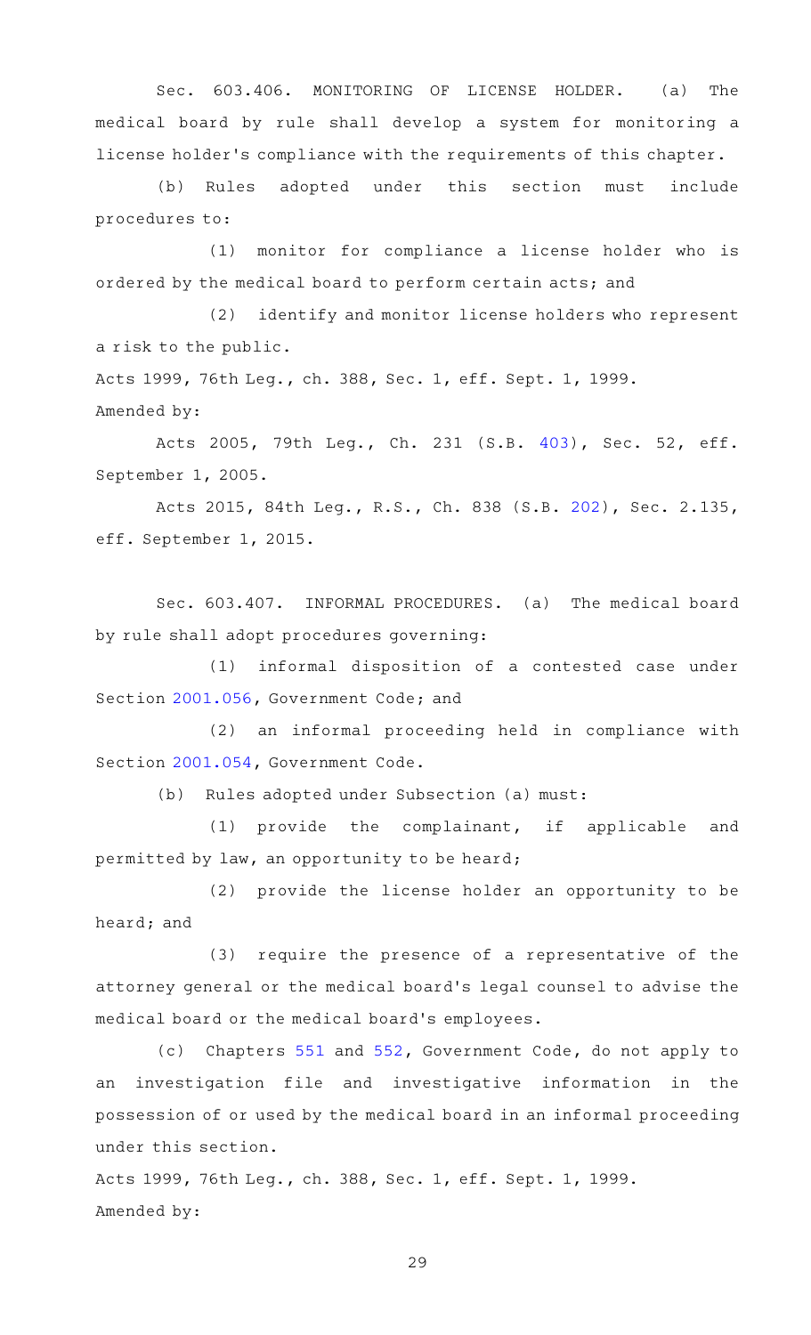Sec. 603.406. MONITORING OF LICENSE HOLDER. (a) The medical board by rule shall develop a system for monitoring a license holder's compliance with the requirements of this chapter.

(b) Rules adopted under this section must include procedures to:

(1) monitor for compliance a license holder who is ordered by the medical board to perform certain acts; and

(2) identify and monitor license holders who represent a risk to the public.

Acts 1999, 76th Leg., ch. 388, Sec. 1, eff. Sept. 1, 1999.

Amended by:

Acts 2005, 79th Leg., Ch. 231 (S.B. 403), Sec. 52, eff. September 1, 2005.

Acts 2015, 84th Leg., R.S., Ch. 838 (S.B. 202), Sec. 2.135, eff. September 1, 2015.

Sec. 603.407. INFORMAL PROCEDURES. (a) The medical board by rule shall adopt procedures governing:

(1) informal disposition of a contested case under Section 2001.056, Government Code; and

(2) an informal proceeding held in compliance with Section 2001.054, Government Code.

(b) Rules adopted under Subsection (a) must:

(1) provide the complainant, if applicable and permitted by law, an opportunity to be heard;

(2) provide the license holder an opportunity to be heard; and

(3) require the presence of a representative of the attorney general or the medical board's legal counsel to advise the medical board or the medical board's employees.

(c) Chapters 551 and 552, Government Code, do not apply to an investigation file and investigative information in the possession of or used by the medical board in an informal proceeding under this section.

Acts 1999, 76th Leg., ch. 388, Sec. 1, eff. Sept. 1, 1999.

Amended by: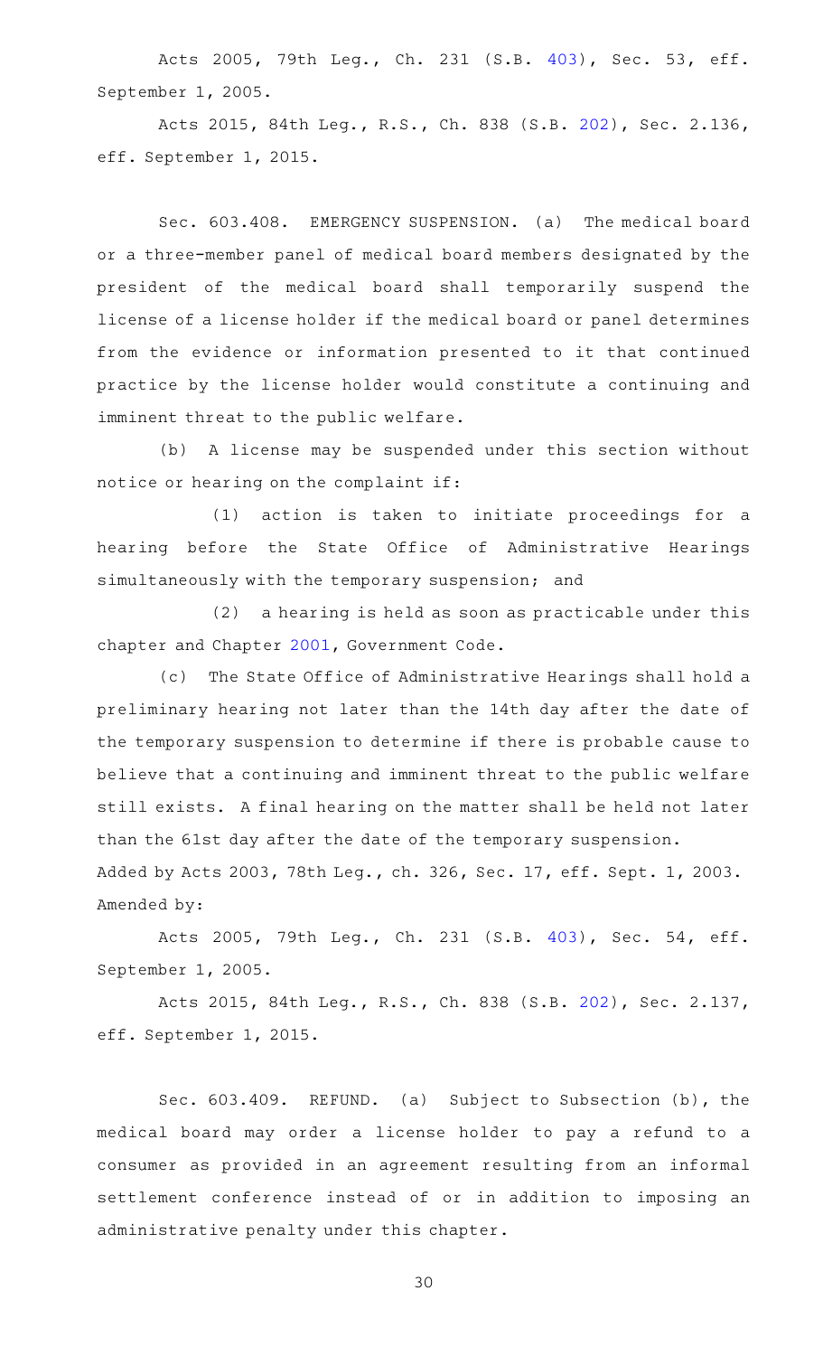Acts 2005, 79th Leg., Ch. 231 (S.B. 403), Sec. 53, eff. September 1, 2005.

Acts 2015, 84th Leg., R.S., Ch. 838 (S.B. 202), Sec. 2.136, eff. September 1, 2015.

Sec. 603.408. EMERGENCY SUSPENSION. (a) The medical board or a three-member panel of medical board members designated by the president of the medical board shall temporarily suspend the license of a license holder if the medical board or panel determines from the evidence or information presented to it that continued practice by the license holder would constitute a continuing and imminent threat to the public welfare.

(b) A license may be suspended under this section without notice or hearing on the complaint if:

(1) action is taken to initiate proceedings for a hearing before the State Office of Administrative Hearings simultaneously with the temporary suspension; and

(2) a hearing is held as soon as practicable under this chapter and Chapter 2001, Government Code.

(c) The State Office of Administrative Hearings shall hold a preliminary hearing not later than the 14th day after the date of the temporary suspension to determine if there is probable cause to believe that a continuing and imminent threat to the public welfare still exists. A final hearing on the matter shall be held not later than the 61st day after the date of the temporary suspension.

Added by Acts 2003, 78th Leg., ch. 326, Sec. 17, eff. Sept. 1, 2003.

Amended by:

Acts 2005, 79th Leg., Ch. 231 (S.B. 403), Sec. 54, eff. September 1, 2005.

Acts 2015, 84th Leg., R.S., Ch. 838 (S.B. 202), Sec. 2.137, eff. September 1, 2015.

Sec. 603.409. REFUND. (a) Subject to Subsection (b), the medical board may order a license holder to pay a refund to a consumer as provided in an agreement resulting from an informal settlement conference instead of or in addition to imposing an administrative penalty under this chapter.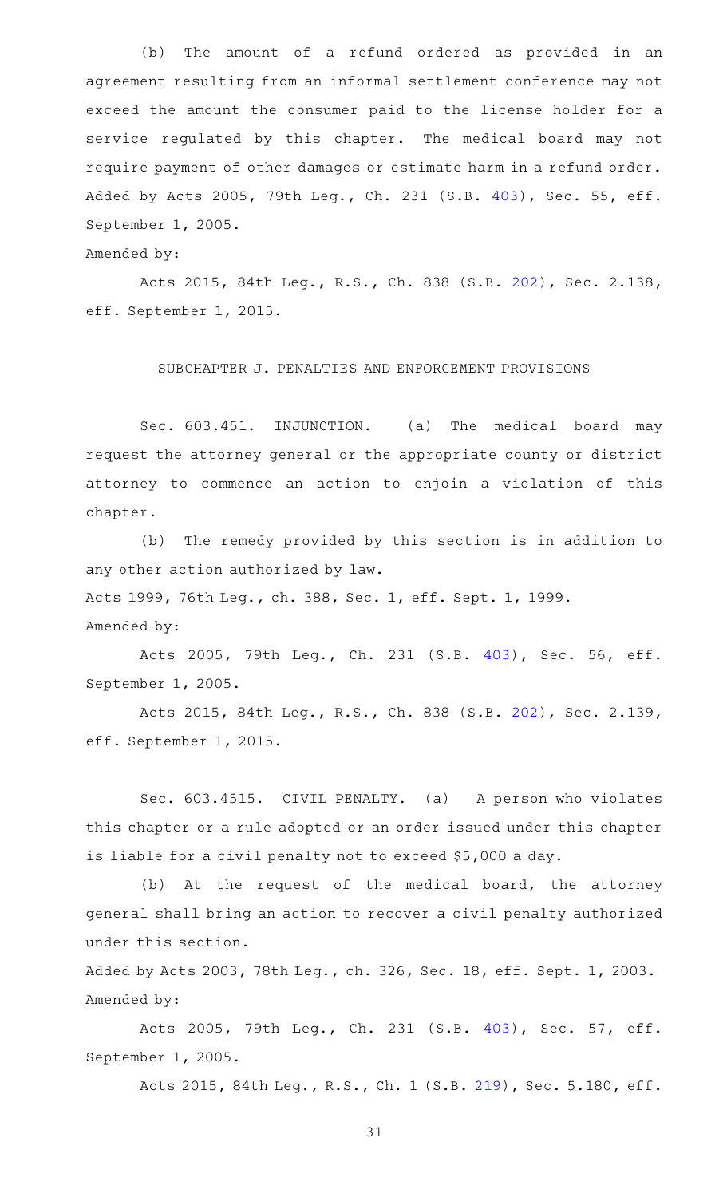(b) The amount of a refund ordered as provided in an agreement resulting from an informal settlement conference may not exceed the amount the consumer paid to the license holder for a service regulated by this chapter. The medical board may not require payment of other damages or estimate harm in a refund order.

Added by Acts 2005, 79th Leg., Ch. 231 (S.B. 403), Sec. 55, eff. September 1, 2005.

Amended by:

Acts 2015, 84th Leg., R.S., Ch. 838 (S.B. 202), Sec. 2.138, eff. September 1, 2015.

## SUBCHAPTER J. PENALTIES AND ENFORCEMENT PROVISIONS

Sec. 603.451. INJUNCTION. (a) The medical board may request the attorney general or the appropriate county or district attorney to commence an action to enjoin a violation of this chapter.

(b) The remedy provided by this section is in addition to any other action authorized by law.

Acts 1999, 76th Leg., ch. 388, Sec. 1, eff. Sept. 1, 1999.

Amended by:

Acts 2005, 79th Leg., Ch. 231 (S.B. 403), Sec. 56, eff. September 1, 2005.

Acts 2015, 84th Leg., R.S., Ch. 838 (S.B. 202), Sec. 2.139, eff. September 1, 2015.

Sec. 603.4515. CIVIL PENALTY. (a) A person who violates this chapter or a rule adopted or an order issued under this chapter is liable for a civil penalty not to exceed $5,000 a day.

(b) At the request of the medical board, the attorney general shall bring an action to recover a civil penalty authorized under this section.

Added by Acts 2003, 78th Leg., ch. 326, Sec. 18, eff. Sept. 1, 2003.

Amended by:

Acts 2005, 79th Leg., Ch. 231 (S.B. 403), Sec. 57, eff. September 1, 2005.

Acts 2015, 84th Leg., R.S., Ch. 1 (S.B. 219), Sec. 5.180, eff.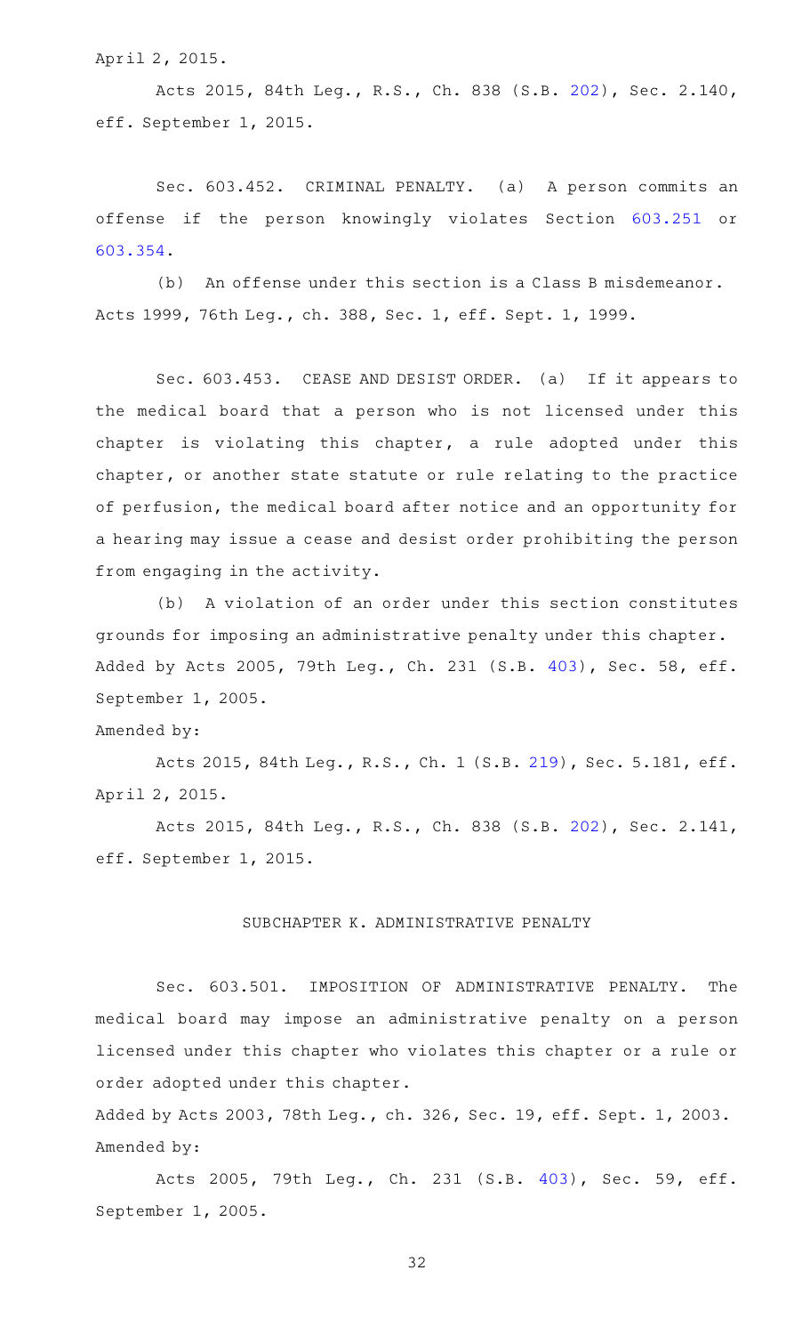April 2, 2015.

Acts 2015, 84th Leg., R.S., Ch. 838 (S.B. 202), Sec. 2.140, eff. September 1, 2015.

Sec. 603.452. CRIMINAL PENALTY. (a) A person commits an offense if the person knowingly violates Section 603.251 or 603.354.

(b) An offense under this section is a Class B misdemeanor.
Acts 1999, 76th Leg., ch. 388, Sec. 1, eff. Sept. 1, 1999.

Sec. 603.453. CEASE AND DESIST ORDER. (a) If it appears to the medical board that a person who is not licensed under this chapter is violating this chapter, a rule adopted under this chapter, or another state statute or rule relating to the practice of perfusion, the medical board after notice and an opportunity for a hearing may issue a cease and desist order prohibiting the person from engaging in the activity.

(b) A violation of an order under this section constitutes grounds for imposing an administrative penalty under this chapter.
Added by Acts 2005, 79th Leg., Ch. 231 (S.B. 403), Sec. 58, eff. September 1, 2005.
Amended by:

Acts 2015, 84th Leg., R.S., Ch. 1 (S.B. 219), Sec. 5.181, eff. April 2, 2015.

Acts 2015, 84th Leg., R.S., Ch. 838 (S.B. 202), Sec. 2.141, eff. September 1, 2015.

## SUBCHAPTER K. ADMINISTRATIVE PENALTY

Sec. 603.501. IMPOSITION OF ADMINISTRATIVE PENALTY. The medical board may impose an administrative penalty on a person licensed under this chapter who violates this chapter or a rule or order adopted under this chapter.
Added by Acts 2003, 78th Leg., ch. 326, Sec. 19, eff. Sept. 1, 2003.
Amended by:

Acts 2005, 79th Leg., Ch. 231 (S.B. 403), Sec. 59, eff. September 1, 2005.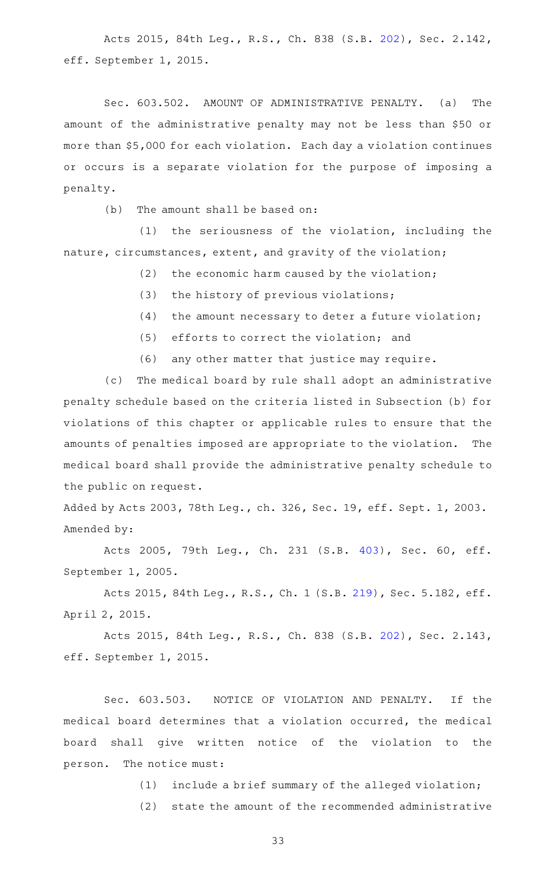Acts 2015, 84th Leg., R.S., Ch. 838 (S.B. 202), Sec. 2.142, eff. September 1, 2015.

Sec. 603.502. AMOUNT OF ADMINISTRATIVE PENALTY. (a) The amount of the administrative penalty may not be less than $50 or more than $5,000 for each violation. Each day a violation continues or occurs is a separate violation for the purpose of imposing a penalty.

(b) The amount shall be based on:

(1) the seriousness of the violation, including the nature, circumstances, extent, and gravity of the violation;

(2) the economic harm caused by the violation;

(3) the history of previous violations;

(4) the amount necessary to deter a future violation;

(5) efforts to correct the violation; and

(6) any other matter that justice may require.

(c) The medical board by rule shall adopt an administrative penalty schedule based on the criteria listed in Subsection (b) for violations of this chapter or applicable rules to ensure that the amounts of penalties imposed are appropriate to the violation. The medical board shall provide the administrative penalty schedule to the public on request.

Added by Acts 2003, 78th Leg., ch. 326, Sec. 19, eff. Sept. 1, 2003.
Amended by:

Acts 2005, 79th Leg., Ch. 231 (S.B. 403), Sec. 60, eff. September 1, 2005.

Acts 2015, 84th Leg., R.S., Ch. 1 (S.B. 219), Sec. 5.182, eff. April 2, 2015.

Acts 2015, 84th Leg., R.S., Ch. 838 (S.B. 202), Sec. 2.143, eff. September 1, 2015.

Sec. 603.503. NOTICE OF VIOLATION AND PENALTY. If the medical board determines that a violation occurred, the medical board shall give written notice of the violation to the person. The notice must:

(1) include a brief summary of the alleged violation;

(2) state the amount of the recommended administrative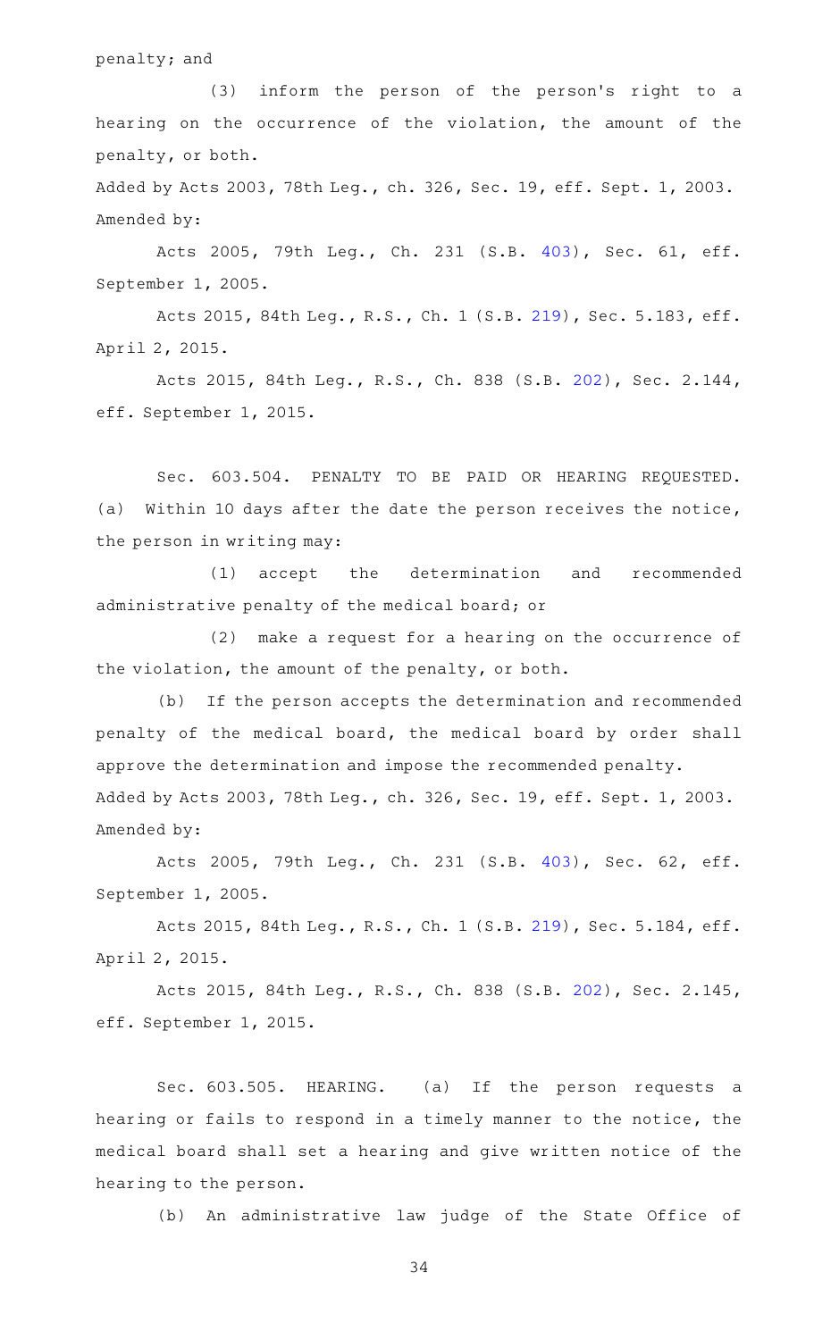penalty; and

(3) inform the person of the person's right to a hearing on the occurrence of the violation, the amount of the penalty, or both.

Added by Acts 2003, 78th Leg., ch. 326, Sec. 19, eff. Sept. 1, 2003.
Amended by:

Acts 2005, 79th Leg., Ch. 231 (S.B. 403), Sec. 61, eff. September 1, 2005.

Acts 2015, 84th Leg., R.S., Ch. 1 (S.B. 219), Sec. 5.183, eff. April 2, 2015.

Acts 2015, 84th Leg., R.S., Ch. 838 (S.B. 202), Sec. 2.144, eff. September 1, 2015.

Sec. 603.504. PENALTY TO BE PAID OR HEARING REQUESTED. (a) Within 10 days after the date the person receives the notice, the person in writing may:

(1) accept the determination and recommended administrative penalty of the medical board; or

(2) make a request for a hearing on the occurrence of the violation, the amount of the penalty, or both.

(b) If the person accepts the determination and recommended penalty of the medical board, the medical board by order shall approve the determination and impose the recommended penalty.

Added by Acts 2003, 78th Leg., ch. 326, Sec. 19, eff. Sept. 1, 2003.
Amended by:

Acts 2005, 79th Leg., Ch. 231 (S.B. 403), Sec. 62, eff. September 1, 2005.

Acts 2015, 84th Leg., R.S., Ch. 1 (S.B. 219), Sec. 5.184, eff. April 2, 2015.

Acts 2015, 84th Leg., R.S., Ch. 838 (S.B. 202), Sec. 2.145, eff. September 1, 2015.

Sec. 603.505. HEARING. (a) If the person requests a hearing or fails to respond in a timely manner to the notice, the medical board shall set a hearing and give written notice of the hearing to the person.

(b) An administrative law judge of the State Office of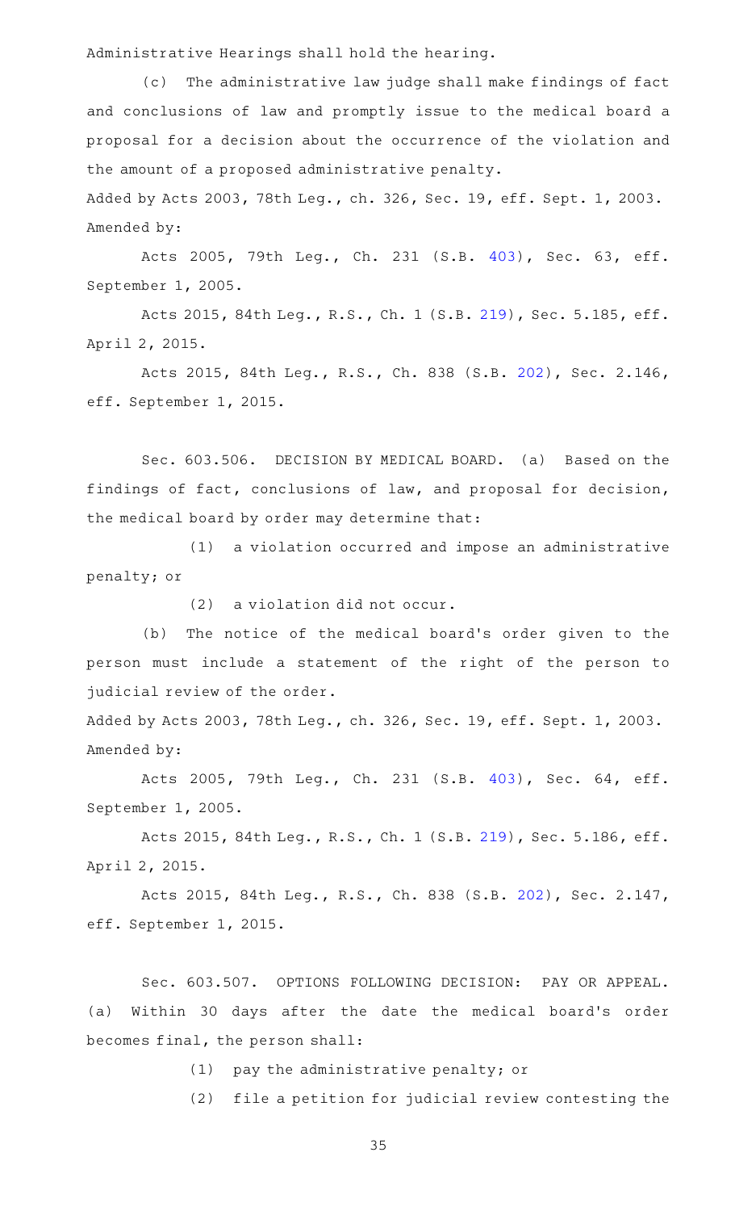Administrative Hearings shall hold the hearing.

(c) The administrative law judge shall make findings of fact and conclusions of law and promptly issue to the medical board a proposal for a decision about the occurrence of the violation and the amount of a proposed administrative penalty.

Added by Acts 2003, 78th Leg., ch. 326, Sec. 19, eff. Sept. 1, 2003.
Amended by:

Acts 2005, 79th Leg., Ch. 231 (S.B. 403), Sec. 63, eff. September 1, 2005.

Acts 2015, 84th Leg., R.S., Ch. 1 (S.B. 219), Sec. 5.185, eff. April 2, 2015.

Acts 2015, 84th Leg., R.S., Ch. 838 (S.B. 202), Sec. 2.146, eff. September 1, 2015.

Sec. 603.506. DECISION BY MEDICAL BOARD. (a) Based on the findings of fact, conclusions of law, and proposal for decision, the medical board by order may determine that:

(1) a violation occurred and impose an administrative penalty; or

(2) a violation did not occur.

(b) The notice of the medical board's order given to the person must include a statement of the right of the person to judicial review of the order.

Added by Acts 2003, 78th Leg., ch. 326, Sec. 19, eff. Sept. 1, 2003.
Amended by:

Acts 2005, 79th Leg., Ch. 231 (S.B. 403), Sec. 64, eff. September 1, 2005.

Acts 2015, 84th Leg., R.S., Ch. 1 (S.B. 219), Sec. 5.186, eff. April 2, 2015.

Acts 2015, 84th Leg., R.S., Ch. 838 (S.B. 202), Sec. 2.147, eff. September 1, 2015.

Sec. 603.507. OPTIONS FOLLOWING DECISION: PAY OR APPEAL. (a) Within 30 days after the date the medical board's order becomes final, the person shall:

(1) pay the administrative penalty; or

(2) file a petition for judicial review contesting the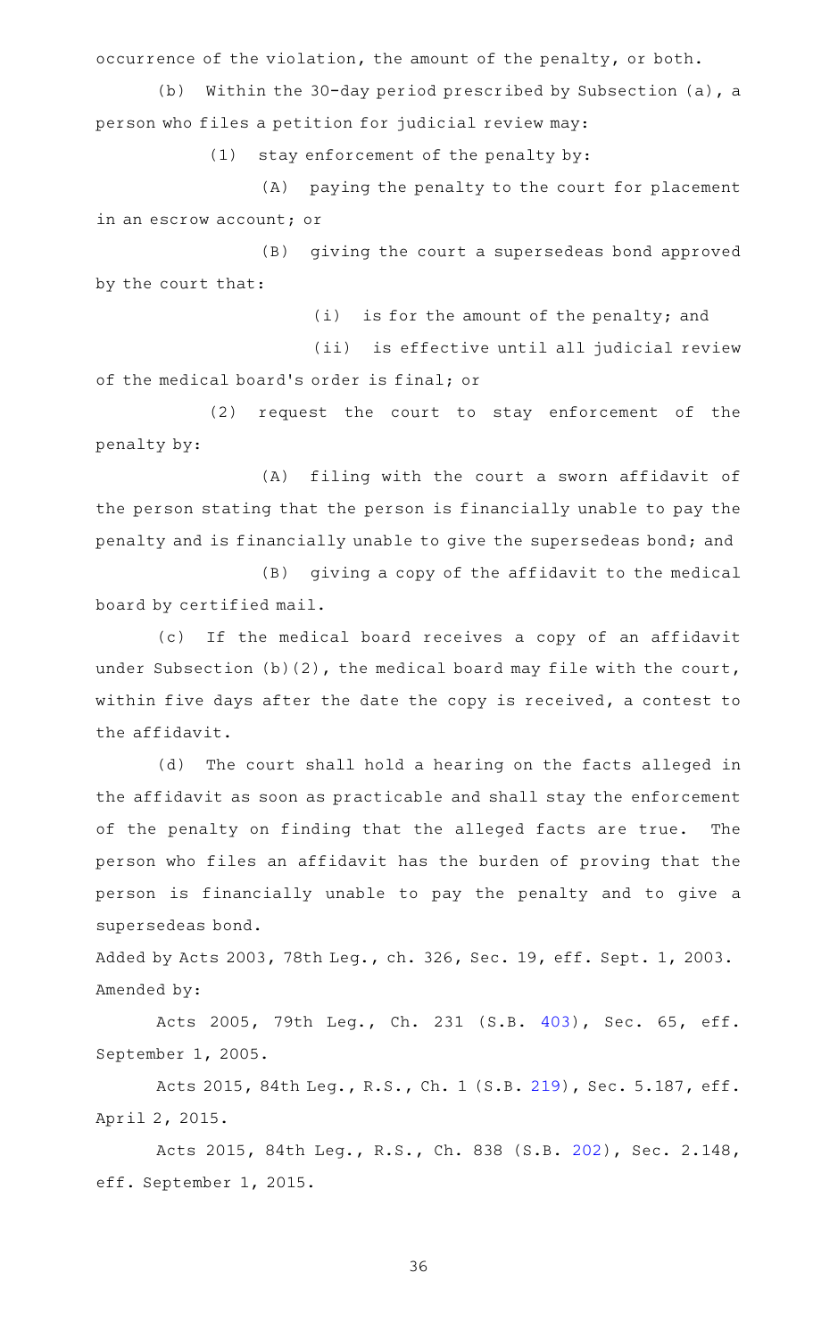occurrence of the violation, the amount of the penalty, or both.

(b) Within the 30-day period prescribed by Subsection (a), a person who files a petition for judicial review may:

(1) stay enforcement of the penalty by:

(A) paying the penalty to the court for placement in an escrow account; or

(B) giving the court a supersedeas bond approved by the court that:

(i) is for the amount of the penalty; and

(ii) is effective until all judicial review of the medical board's order is final; or

(2) request the court to stay enforcement of the penalty by:

(A) filing with the court a sworn affidavit of the person stating that the person is financially unable to pay the penalty and is financially unable to give the supersedeas bond; and

(B) giving a copy of the affidavit to the medical board by certified mail.

(c) If the medical board receives a copy of an affidavit under Subsection (b)(2), the medical board may file with the court, within five days after the date the copy is received, a contest to the affidavit.

(d) The court shall hold a hearing on the facts alleged in the affidavit as soon as practicable and shall stay the enforcement of the penalty on finding that the alleged facts are true. The person who files an affidavit has the burden of proving that the person is financially unable to pay the penalty and to give a supersedeas bond.

Added by Acts 2003, 78th Leg., ch. 326, Sec. 19, eff. Sept. 1, 2003.
Amended by:

Acts 2005, 79th Leg., Ch. 231 (S.B. 403), Sec. 65, eff. September 1, 2005.

Acts 2015, 84th Leg., R.S., Ch. 1 (S.B. 219), Sec. 5.187, eff. April 2, 2015.

Acts 2015, 84th Leg., R.S., Ch. 838 (S.B. 202), Sec. 2.148, eff. September 1, 2015.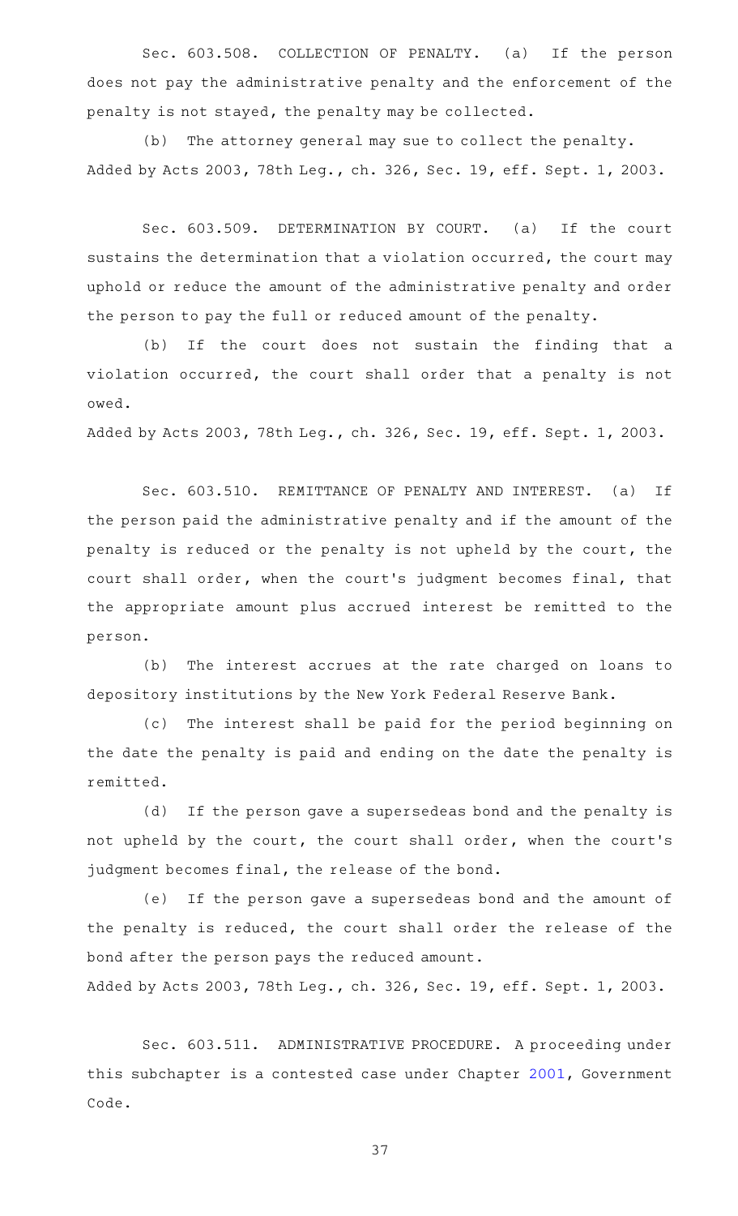Sec. 603.508. COLLECTION OF PENALTY. (a) If the person does not pay the administrative penalty and the enforcement of the penalty is not stayed, the penalty may be collected.

(b) The attorney general may sue to collect the penalty.

Added by Acts 2003, 78th Leg., ch. 326, Sec. 19, eff. Sept. 1, 2003.

Sec. 603.509. DETERMINATION BY COURT. (a) If the court sustains the determination that a violation occurred, the court may uphold or reduce the amount of the administrative penalty and order the person to pay the full or reduced amount of the penalty.

(b) If the court does not sustain the finding that a violation occurred, the court shall order that a penalty is not owed.

Added by Acts 2003, 78th Leg., ch. 326, Sec. 19, eff. Sept. 1, 2003.

Sec. 603.510. REMITTANCE OF PENALTY AND INTEREST. (a) If the person paid the administrative penalty and if the amount of the penalty is reduced or the penalty is not upheld by the court, the court shall order, when the court's judgment becomes final, that the appropriate amount plus accrued interest be remitted to the person.

(b) The interest accrues at the rate charged on loans to depository institutions by the New York Federal Reserve Bank.

(c) The interest shall be paid for the period beginning on the date the penalty is paid and ending on the date the penalty is remitted.

(d) If the person gave a supersedeas bond and the penalty is not upheld by the court, the court shall order, when the court's judgment becomes final, the release of the bond.

(e) If the person gave a supersedeas bond and the amount of the penalty is reduced, the court shall order the release of the bond after the person pays the reduced amount.

Added by Acts 2003, 78th Leg., ch. 326, Sec. 19, eff. Sept. 1, 2003.

Sec. 603.511. ADMINISTRATIVE PROCEDURE. A proceeding under this subchapter is a contested case under Chapter 2001, Government Code.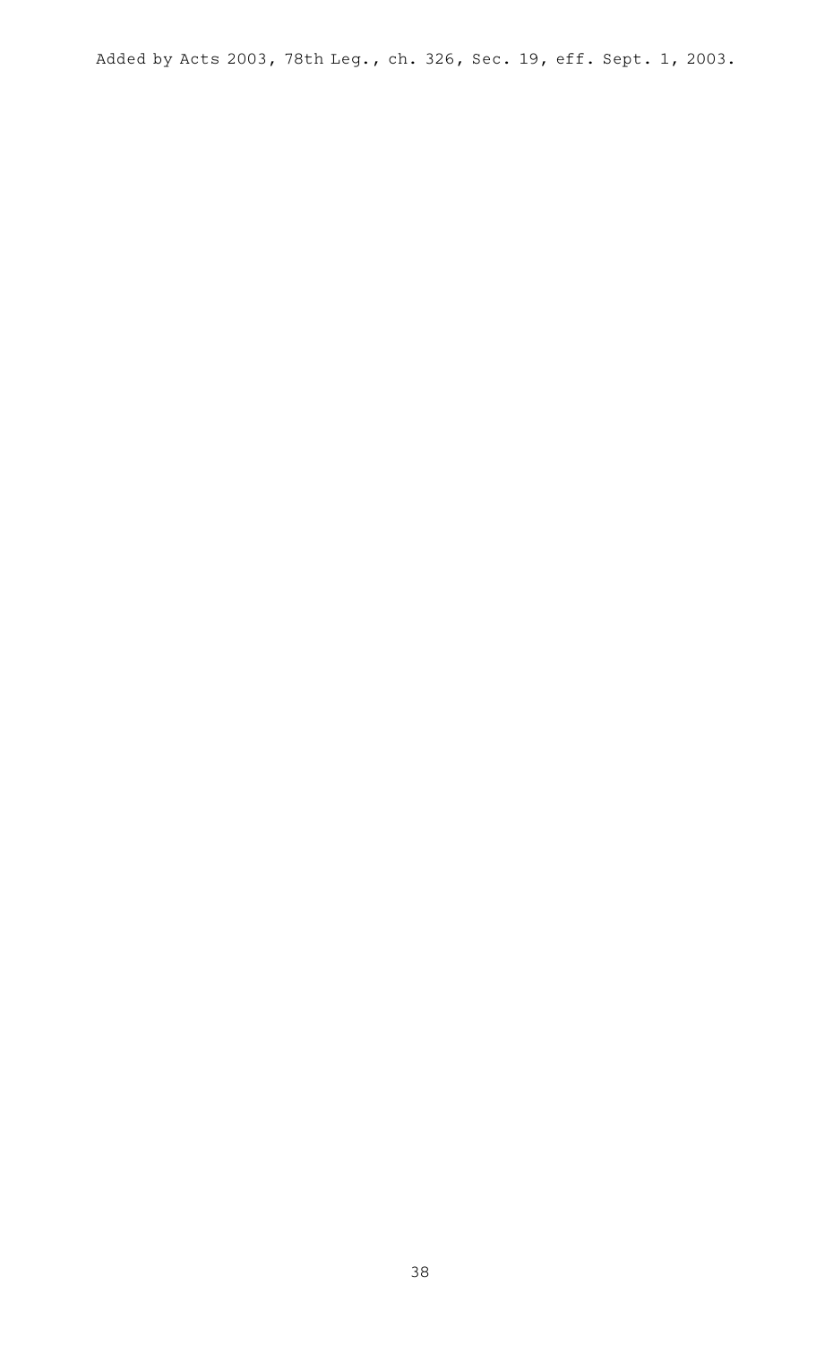Added by Acts 2003, 78th Leg., ch. 326, Sec. 19, eff. Sept. 1, 2003.